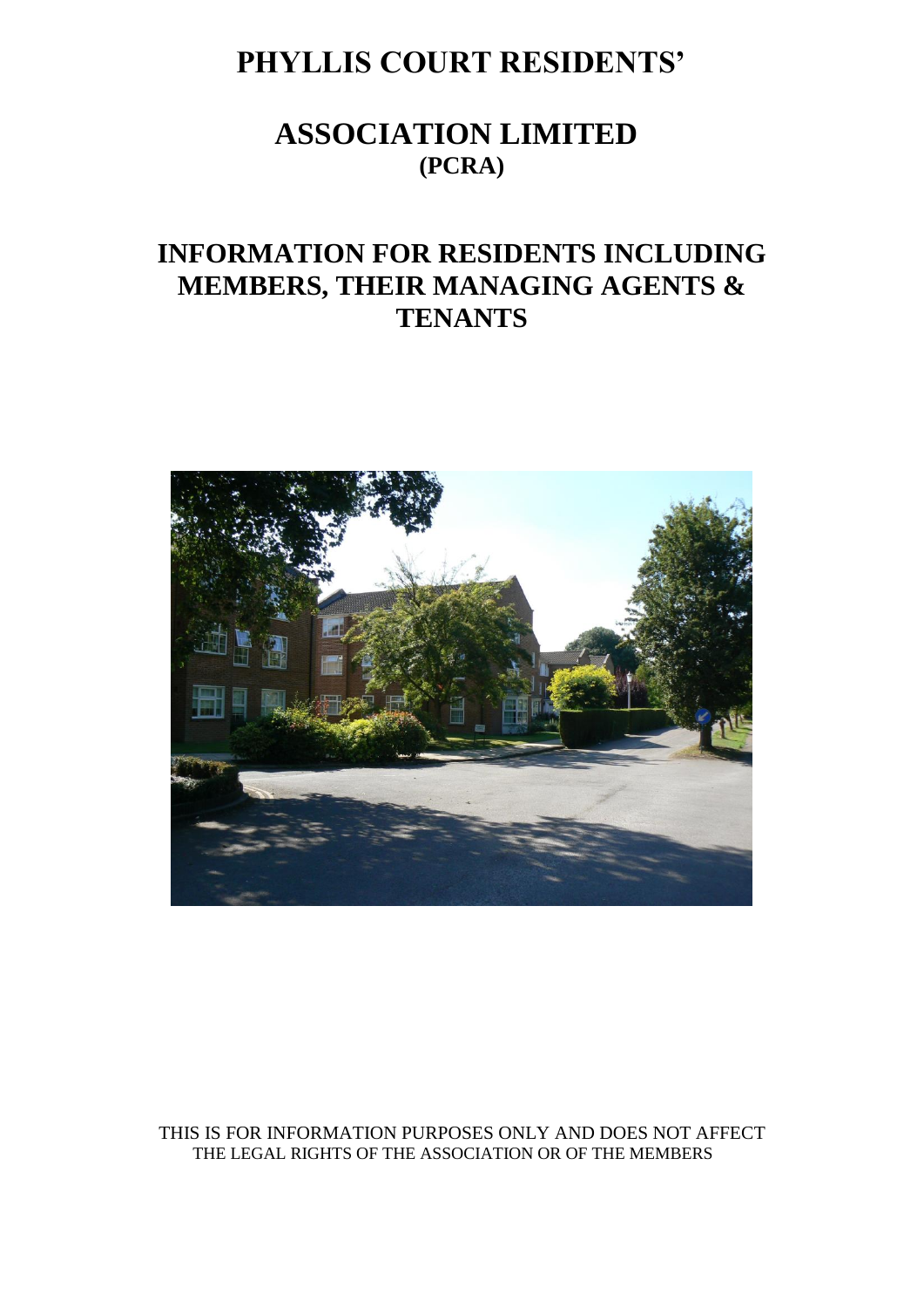# PHYLLIS COURT RESIDENTS'

# ASSOCIATION LIMITED

## (PCRA)

# INFORMATION FOR RESIDENTS INCLUDING MEMBERS, THEIR MANAGING AGENTS & TENANTS

THIS IS FOR INFORMATION PURPOSES ONLY AND DOES NOT AFFECT THE LEGAL RIGHTS OF THE ASSOCIATION OR OF THE MEMBERS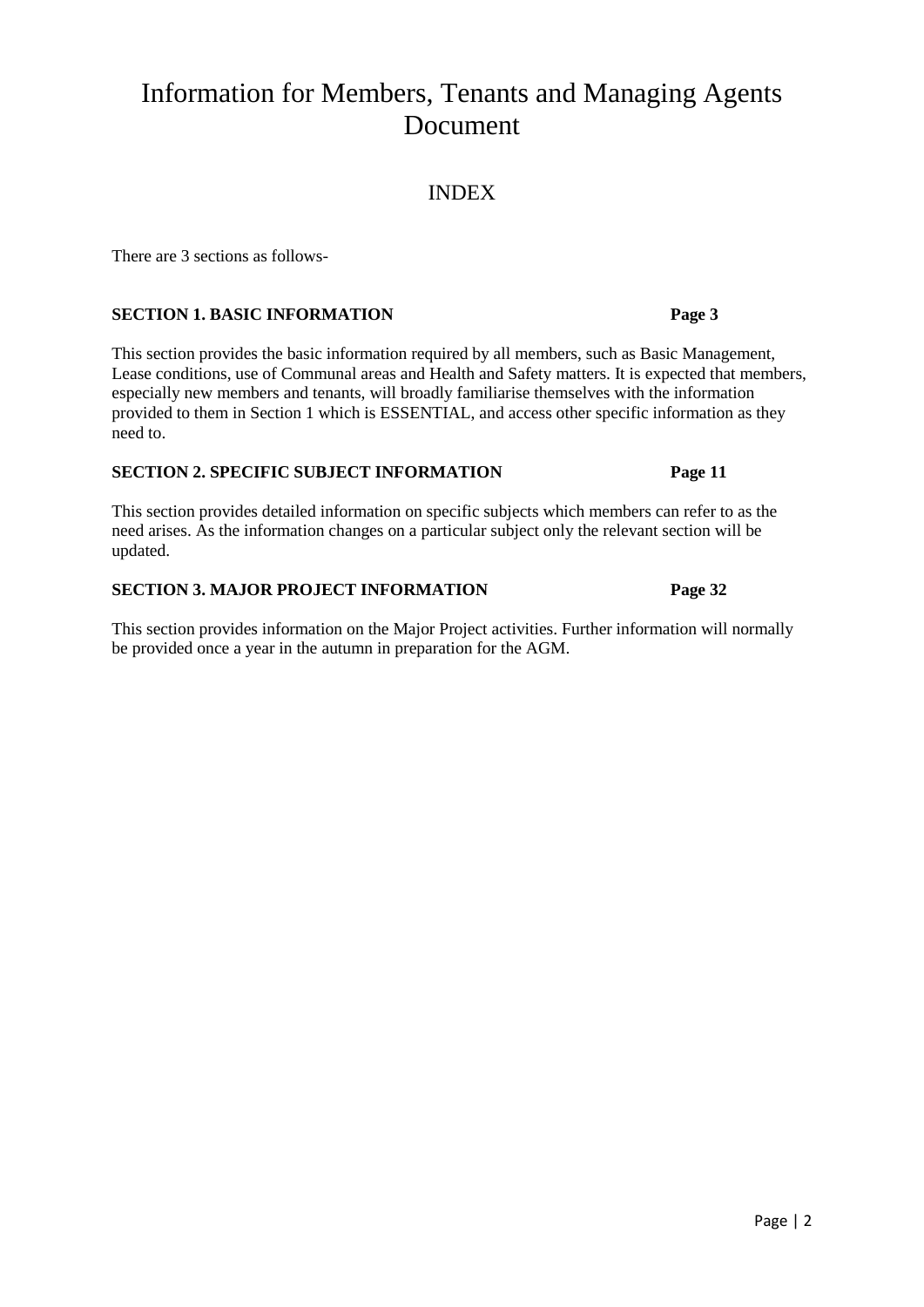# Information for Members, Tenants and Managing Agents Document

## INDEX

There are 3 sections as follows-

**SECTION 1. BASIC INFORMATION** **Page 3**

This section provides the basic information required by all members, such as Basic Management, Lease conditions, use of Communal areas and Health and Safety matters. It is expected that members, especially new members and tenants, will broadly familiarise themselves with the information provided to them in Section 1 which is ESSENTIAL, and access other specific information as they need to.

**SECTION 2. SPECIFIC SUBJECT INFORMATION** **Page 11**

This section provides detailed information on specific subjects which members can refer to as the need arises. As the information changes on a particular subject only the relevant section will be updated.

**SECTION 3. MAJOR PROJECT INFORMATION** **Page 32**

This section provides information on the Major Project activities. Further information will normally be provided once a year in the autumn in preparation for the AGM.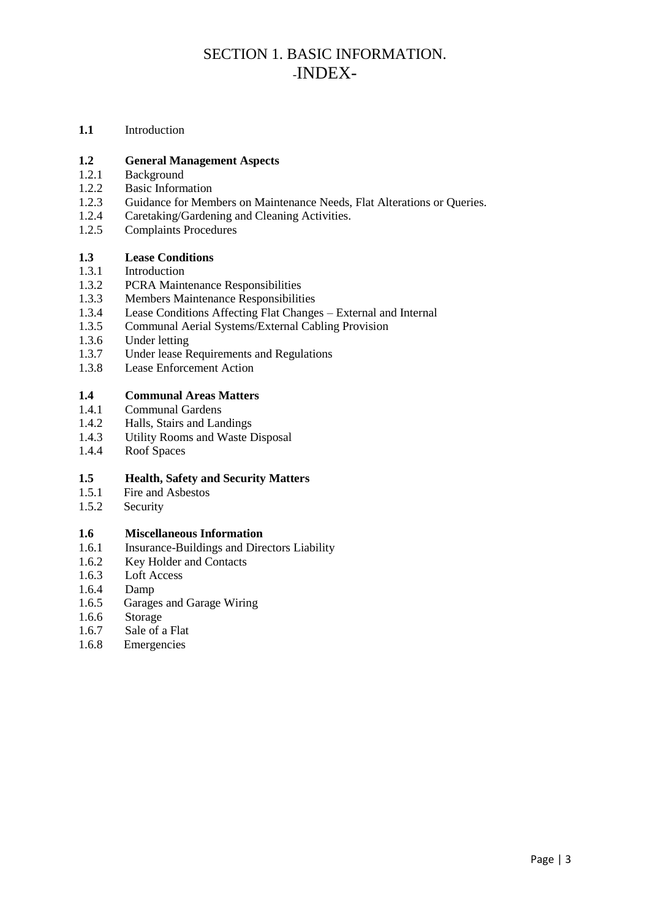# SECTION 1. BASIC INFORMATION.

## -INDEX-

**1.1** Introduction

**1.2 General Management Aspects**

1.2.1 Background
1.2.2 Basic Information
1.2.3 Guidance for Members on Maintenance Needs, Flat Alterations or Queries.
1.2.4 Caretaking/Gardening and Cleaning Activities.
1.2.5 Complaints Procedures

**1.3 Lease Conditions**

1.3.1 Introduction
1.3.2 PCRA Maintenance Responsibilities
1.3.3 Members Maintenance Responsibilities
1.3.4 Lease Conditions Affecting Flat Changes – External and Internal
1.3.5 Communal Aerial Systems/External Cabling Provision
1.3.6 Under letting
1.3.7 Under lease Requirements and Regulations
1.3.8 Lease Enforcement Action

**1.4 Communal Areas Matters**

1.4.1 Communal Gardens
1.4.2 Halls, Stairs and Landings
1.4.3 Utility Rooms and Waste Disposal
1.4.4 Roof Spaces

**1.5 Health, Safety and Security Matters**

1.5.1 Fire and Asbestos
1.5.2 Security

**1.6 Miscellaneous Information**

1.6.1 Insurance-Buildings and Directors Liability
1.6.2 Key Holder and Contacts
1.6.3 Loft Access
1.6.4 Damp
1.6.5 Garages and Garage Wiring
1.6.6 Storage
1.6.7 Sale of a Flat
1.6.8 Emergencies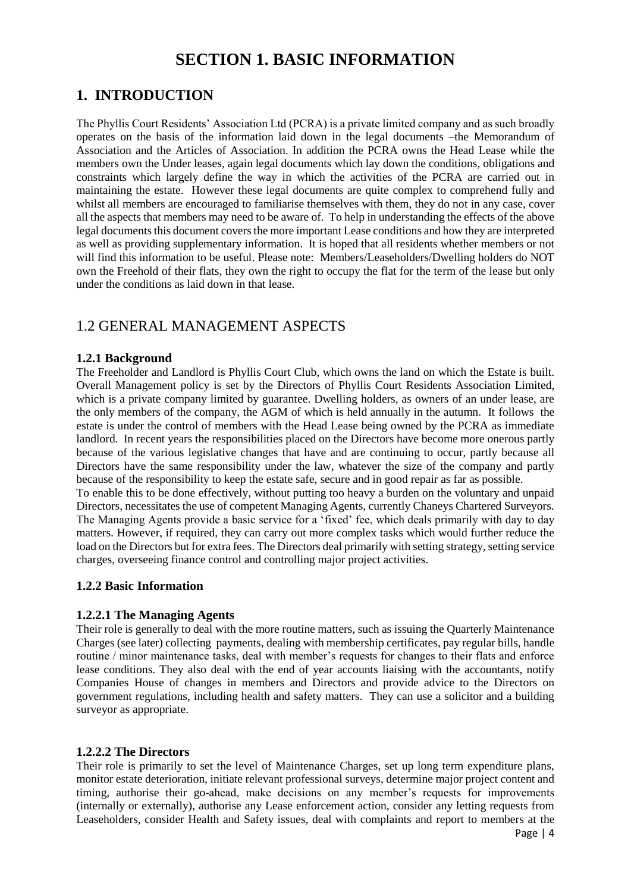# SECTION 1. BASIC INFORMATION

## 1. INTRODUCTION

The Phyllis Court Residents' Association Ltd (PCRA) is a private limited company and as such broadly operates on the basis of the information laid down in the legal documents –the Memorandum of Association and the Articles of Association. In addition the PCRA owns the Head Lease while the members own the Under leases, again legal documents which lay down the conditions, obligations and constraints which largely define the way in which the activities of the PCRA are carried out in maintaining the estate. However these legal documents are quite complex to comprehend fully and whilst all members are encouraged to familiarise themselves with them, they do not in any case, cover all the aspects that members may need to be aware of. To help in understanding the effects of the above legal documents this document covers the more important Lease conditions and how they are interpreted as well as providing supplementary information. It is hoped that all residents whether members or not will find this information to be useful. Please note: Members/Leaseholders/Dwelling holders do NOT own the Freehold of their flats, they own the right to occupy the flat for the term of the lease but only under the conditions as laid down in that lease.

## 1.2 GENERAL MANAGEMENT ASPECTS

### 1.2.1 Background

The Freeholder and Landlord is Phyllis Court Club, which owns the land on which the Estate is built. Overall Management policy is set by the Directors of Phyllis Court Residents Association Limited, which is a private company limited by guarantee. Dwelling holders, as owners of an under lease, are the only members of the company, the AGM of which is held annually in the autumn. It follows the estate is under the control of members with the Head Lease being owned by the PCRA as immediate landlord. In recent years the responsibilities placed on the Directors have become more onerous partly because of the various legislative changes that have and are continuing to occur, partly because all Directors have the same responsibility under the law, whatever the size of the company and partly because of the responsibility to keep the estate safe, secure and in good repair as far as possible.

To enable this to be done effectively, without putting too heavy a burden on the voluntary and unpaid Directors, necessitates the use of competent Managing Agents, currently Chaneys Chartered Surveyors. The Managing Agents provide a basic service for a 'fixed' fee, which deals primarily with day to day matters. However, if required, they can carry out more complex tasks which would further reduce the load on the Directors but for extra fees. The Directors deal primarily with setting strategy, setting service charges, overseeing finance control and controlling major project activities.

### 1.2.2 Basic Information

#### 1.2.2.1 The Managing Agents

Their role is generally to deal with the more routine matters, such as issuing the Quarterly Maintenance Charges (see later) collecting payments, dealing with membership certificates, pay regular bills, handle routine / minor maintenance tasks, deal with member's requests for changes to their flats and enforce lease conditions. They also deal with the end of year accounts liaising with the accountants, notify Companies House of changes in members and Directors and provide advice to the Directors on government regulations, including health and safety matters. They can use a solicitor and a building surveyor as appropriate.

#### 1.2.2.2 The Directors

Their role is primarily to set the level of Maintenance Charges, set up long term expenditure plans, monitor estate deterioration, initiate relevant professional surveys, determine major project content and timing, authorise their go-ahead, make decisions on any member's requests for improvements (internally or externally), authorise any Lease enforcement action, consider any letting requests from Leaseholders, consider Health and Safety issues, deal with complaints and report to members at the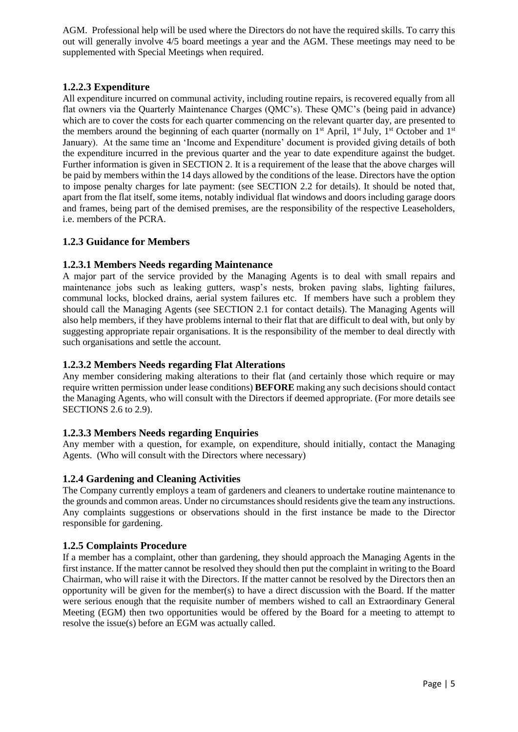AGM. Professional help will be used where the Directors do not have the required skills. To carry this out will generally involve 4/5 board meetings a year and the AGM. These meetings may need to be supplemented with Special Meetings when required.

#### 1.2.2.3 Expenditure

All expenditure incurred on communal activity, including routine repairs, is recovered equally from all flat owners via the Quarterly Maintenance Charges (QMC's). These QMC's (being paid in advance) which are to cover the costs for each quarter commencing on the relevant quarter day, are presented to the members around the beginning of each quarter (normally on 1st April, 1st July, 1st October and 1st January). At the same time an 'Income and Expenditure' document is provided giving details of both the expenditure incurred in the previous quarter and the year to date expenditure against the budget. Further information is given in SECTION 2. It is a requirement of the lease that the above charges will be paid by members within the 14 days allowed by the conditions of the lease. Directors have the option to impose penalty charges for late payment: (see SECTION 2.2 for details). It should be noted that, apart from the flat itself, some items, notably individual flat windows and doors including garage doors and frames, being part of the demised premises, are the responsibility of the respective Leaseholders, i.e. members of the PCRA.

### 1.2.3 Guidance for Members

#### 1.2.3.1 Members Needs regarding Maintenance

A major part of the service provided by the Managing Agents is to deal with small repairs and maintenance jobs such as leaking gutters, wasp's nests, broken paving slabs, lighting failures, communal locks, blocked drains, aerial system failures etc. If members have such a problem they should call the Managing Agents (see SECTION 2.1 for contact details). The Managing Agents will also help members, if they have problems internal to their flat that are difficult to deal with, but only by suggesting appropriate repair organisations. It is the responsibility of the member to deal directly with such organisations and settle the account.

#### 1.2.3.2 Members Needs regarding Flat Alterations

Any member considering making alterations to their flat (and certainly those which require or may require written permission under lease conditions) **BEFORE** making any such decisions should contact the Managing Agents, who will consult with the Directors if deemed appropriate. (For more details see SECTIONS 2.6 to 2.9).

#### 1.2.3.3 Members Needs regarding Enquiries

Any member with a question, for example, on expenditure, should initially, contact the Managing Agents. (Who will consult with the Directors where necessary)

### 1.2.4 Gardening and Cleaning Activities

The Company currently employs a team of gardeners and cleaners to undertake routine maintenance to the grounds and common areas. Under no circumstances should residents give the team any instructions. Any complaints suggestions or observations should in the first instance be made to the Director responsible for gardening.

### 1.2.5 Complaints Procedure

If a member has a complaint, other than gardening, they should approach the Managing Agents in the first instance. If the matter cannot be resolved they should then put the complaint in writing to the Board Chairman, who will raise it with the Directors. If the matter cannot be resolved by the Directors then an opportunity will be given for the member(s) to have a direct discussion with the Board. If the matter were serious enough that the requisite number of members wished to call an Extraordinary General Meeting (EGM) then two opportunities would be offered by the Board for a meeting to attempt to resolve the issue(s) before an EGM was actually called.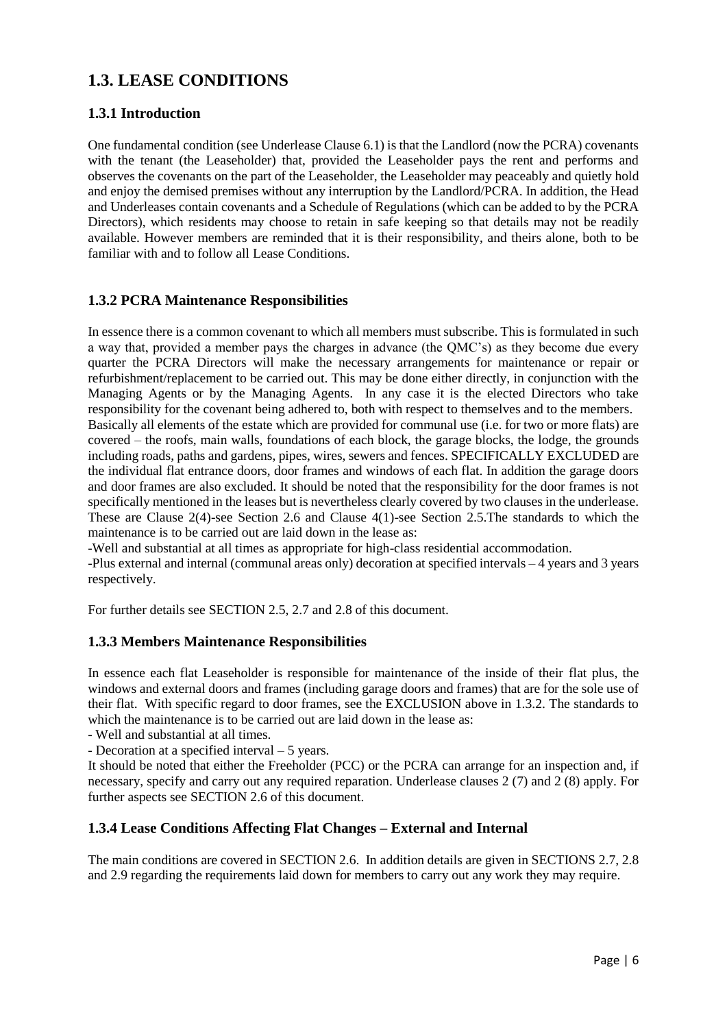## 1.3. LEASE CONDITIONS

### 1.3.1 Introduction

One fundamental condition (see Underlease Clause 6.1) is that the Landlord (now the PCRA) covenants with the tenant (the Leaseholder) that, provided the Leaseholder pays the rent and performs and observes the covenants on the part of the Leaseholder, the Leaseholder may peaceably and quietly hold and enjoy the demised premises without any interruption by the Landlord/PCRA. In addition, the Head and Underleases contain covenants and a Schedule of Regulations (which can be added to by the PCRA Directors), which residents may choose to retain in safe keeping so that details may not be readily available. However members are reminded that it is their responsibility, and theirs alone, both to be familiar with and to follow all Lease Conditions.

### 1.3.2 PCRA Maintenance Responsibilities

In essence there is a common covenant to which all members must subscribe. This is formulated in such a way that, provided a member pays the charges in advance (the QMC's) as they become due every quarter the PCRA Directors will make the necessary arrangements for maintenance or repair or refurbishment/replacement to be carried out. This may be done either directly, in conjunction with the Managing Agents or by the Managing Agents. In any case it is the elected Directors who take responsibility for the covenant being adhered to, both with respect to themselves and to the members.

Basically all elements of the estate which are provided for communal use (i.e. for two or more flats) are covered – the roofs, main walls, foundations of each block, the garage blocks, the lodge, the grounds including roads, paths and gardens, pipes, wires, sewers and fences. SPECIFICALLY EXCLUDED are the individual flat entrance doors, door frames and windows of each flat. In addition the garage doors and door frames are also excluded. It should be noted that the responsibility for the door frames is not specifically mentioned in the leases but is nevertheless clearly covered by two clauses in the underlease. These are Clause 2(4)-see Section 2.6 and Clause 4(1)-see Section 2.5.The standards to which the maintenance is to be carried out are laid down in the lease as:

-Well and substantial at all times as appropriate for high-class residential accommodation.

-Plus external and internal (communal areas only) decoration at specified intervals – 4 years and 3 years respectively.

For further details see SECTION 2.5, 2.7 and 2.8 of this document.

### 1.3.3 Members Maintenance Responsibilities

In essence each flat Leaseholder is responsible for maintenance of the inside of their flat plus, the windows and external doors and frames (including garage doors and frames) that are for the sole use of their flat. With specific regard to door frames, see the EXCLUSION above in 1.3.2. The standards to which the maintenance is to be carried out are laid down in the lease as:

- Well and substantial at all times.
- Decoration at a specified interval – 5 years.

It should be noted that either the Freeholder (PCC) or the PCRA can arrange for an inspection and, if necessary, specify and carry out any required reparation. Underlease clauses 2 (7) and 2 (8) apply. For further aspects see SECTION 2.6 of this document.

### 1.3.4 Lease Conditions Affecting Flat Changes – External and Internal

The main conditions are covered in SECTION 2.6. In addition details are given in SECTIONS 2.7, 2.8 and 2.9 regarding the requirements laid down for members to carry out any work they may require.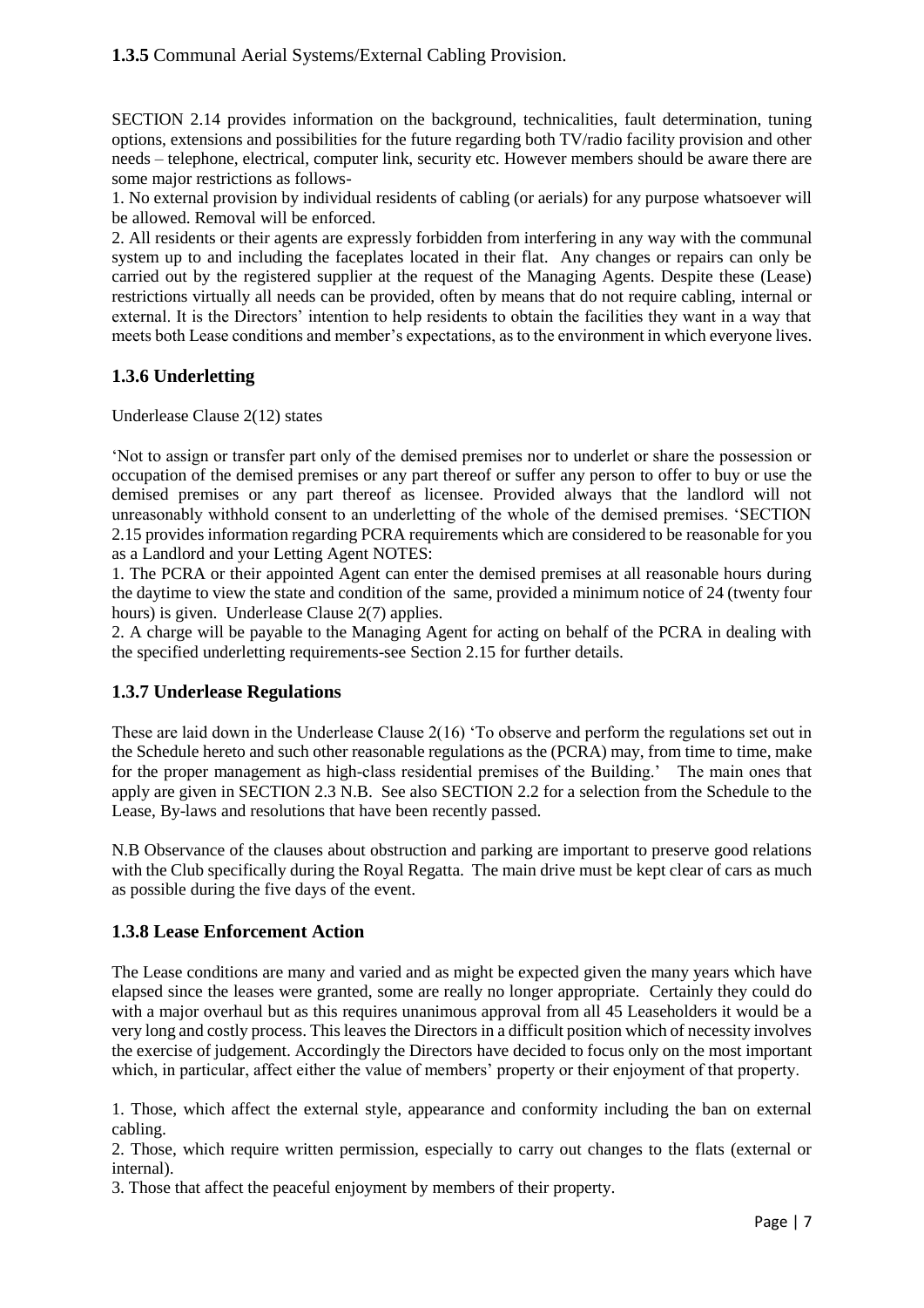**1.3.5** Communal Aerial Systems/External Cabling Provision.

SECTION 2.14 provides information on the background, technicalities, fault determination, tuning options, extensions and possibilities for the future regarding both TV/radio facility provision and other needs – telephone, electrical, computer link, security etc. However members should be aware there are some major restrictions as follows-

1. No external provision by individual residents of cabling (or aerials) for any purpose whatsoever will be allowed. Removal will be enforced.
2. All residents or their agents are expressly forbidden from interfering in any way with the communal system up to and including the faceplates located in their flat. Any changes or repairs can only be carried out by the registered supplier at the request of the Managing Agents. Despite these (Lease) restrictions virtually all needs can be provided, often by means that do not require cabling, internal or external. It is the Directors' intention to help residents to obtain the facilities they want in a way that meets both Lease conditions and member's expectations, as to the environment in which everyone lives.

### 1.3.6 Underletting

Underlease Clause 2(12) states

'Not to assign or transfer part only of the demised premises nor to underlet or share the possession or occupation of the demised premises or any part thereof or suffer any person to offer to buy or use the demised premises or any part thereof as licensee. Provided always that the landlord will not unreasonably withhold consent to an underletting of the whole of the demised premises. 'SECTION 2.15 provides information regarding PCRA requirements which are considered to be reasonable for you as a Landlord and your Letting Agent NOTES:

1. The PCRA or their appointed Agent can enter the demised premises at all reasonable hours during the daytime to view the state and condition of the same, provided a minimum notice of 24 (twenty four hours) is given. Underlease Clause 2(7) applies.
2. A charge will be payable to the Managing Agent for acting on behalf of the PCRA in dealing with the specified underletting requirements-see Section 2.15 for further details.

### 1.3.7 Underlease Regulations

These are laid down in the Underlease Clause 2(16) 'To observe and perform the regulations set out in the Schedule hereto and such other reasonable regulations as the (PCRA) may, from time to time, make for the proper management as high-class residential premises of the Building.' The main ones that apply are given in SECTION 2.3 N.B. See also SECTION 2.2 for a selection from the Schedule to the Lease, By-laws and resolutions that have been recently passed.

N.B Observance of the clauses about obstruction and parking are important to preserve good relations with the Club specifically during the Royal Regatta. The main drive must be kept clear of cars as much as possible during the five days of the event.

### 1.3.8 Lease Enforcement Action

The Lease conditions are many and varied and as might be expected given the many years which have elapsed since the leases were granted, some are really no longer appropriate. Certainly they could do with a major overhaul but as this requires unanimous approval from all 45 Leaseholders it would be a very long and costly process. This leaves the Directors in a difficult position which of necessity involves the exercise of judgement. Accordingly the Directors have decided to focus only on the most important which, in particular, affect either the value of members' property or their enjoyment of that property.

1. Those, which affect the external style, appearance and conformity including the ban on external cabling.
2. Those, which require written permission, especially to carry out changes to the flats (external or internal).
3. Those that affect the peaceful enjoyment by members of their property.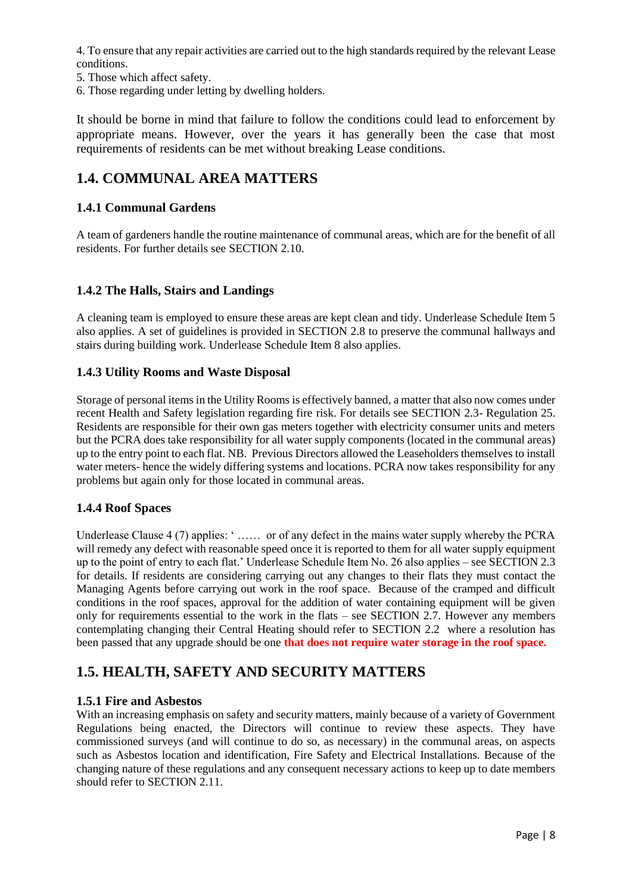4. To ensure that any repair activities are carried out to the high standards required by the relevant Lease conditions.
5. Those which affect safety.
6. Those regarding under letting by dwelling holders.

It should be borne in mind that failure to follow the conditions could lead to enforcement by appropriate means. However, over the years it has generally been the case that most requirements of residents can be met without breaking Lease conditions.

## 1.4. COMMUNAL AREA MATTERS

### 1.4.1 Communal Gardens

A team of gardeners handle the routine maintenance of communal areas, which are for the benefit of all residents. For further details see SECTION 2.10.

### 1.4.2 The Halls, Stairs and Landings

A cleaning team is employed to ensure these areas are kept clean and tidy. Underlease Schedule Item 5 also applies. A set of guidelines is provided in SECTION 2.8 to preserve the communal hallways and stairs during building work. Underlease Schedule Item 8 also applies.

### 1.4.3 Utility Rooms and Waste Disposal

Storage of personal items in the Utility Rooms is effectively banned, a matter that also now comes under recent Health and Safety legislation regarding fire risk. For details see SECTION 2.3- Regulation 25. Residents are responsible for their own gas meters together with electricity consumer units and meters but the PCRA does take responsibility for all water supply components (located in the communal areas) up to the entry point to each flat. NB. Previous Directors allowed the Leaseholders themselves to install water meters- hence the widely differing systems and locations. PCRA now takes responsibility for any problems but again only for those located in communal areas.

### 1.4.4 Roof Spaces

Underlease Clause 4 (7) applies: ' …… or of any defect in the mains water supply whereby the PCRA will remedy any defect with reasonable speed once it is reported to them for all water supply equipment up to the point of entry to each flat.' Underlease Schedule Item No. 26 also applies – see SECTION 2.3 for details. If residents are considering carrying out any changes to their flats they must contact the Managing Agents before carrying out work in the roof space. Because of the cramped and difficult conditions in the roof spaces, approval for the addition of water containing equipment will be given only for requirements essential to the work in the flats – see SECTION 2.7. However any members contemplating changing their Central Heating should refer to SECTION 2.2 where a resolution has been passed that any upgrade should be one **that does not require water storage in the roof space.**

## 1.5. HEALTH, SAFETY AND SECURITY MATTERS

### 1.5.1 Fire and Asbestos

With an increasing emphasis on safety and security matters, mainly because of a variety of Government Regulations being enacted, the Directors will continue to review these aspects. They have commissioned surveys (and will continue to do so, as necessary) in the communal areas, on aspects such as Asbestos location and identification, Fire Safety and Electrical Installations. Because of the changing nature of these regulations and any consequent necessary actions to keep up to date members should refer to SECTION 2.11.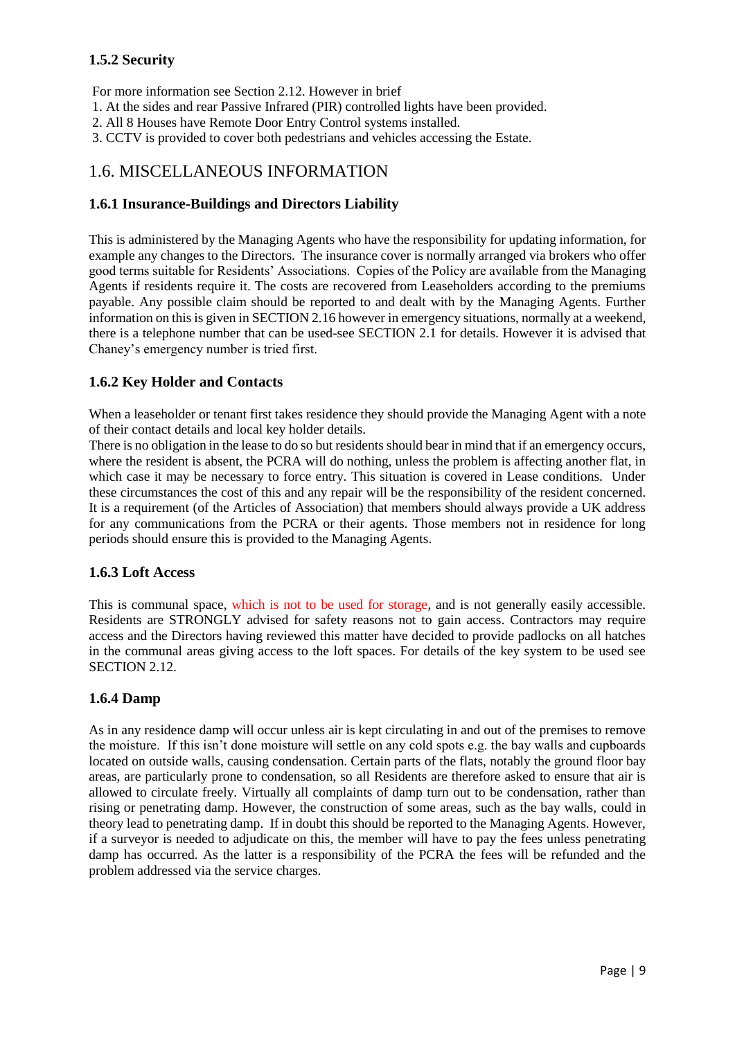### 1.5.2 Security

For more information see Section 2.12. However in brief

1. At the sides and rear Passive Infrared (PIR) controlled lights have been provided.
2. All 8 Houses have Remote Door Entry Control systems installed.
3. CCTV is provided to cover both pedestrians and vehicles accessing the Estate.

## 1.6. MISCELLANEOUS INFORMATION

### 1.6.1 Insurance-Buildings and Directors Liability

This is administered by the Managing Agents who have the responsibility for updating information, for example any changes to the Directors. The insurance cover is normally arranged via brokers who offer good terms suitable for Residents' Associations. Copies of the Policy are available from the Managing Agents if residents require it. The costs are recovered from Leaseholders according to the premiums payable. Any possible claim should be reported to and dealt with by the Managing Agents. Further information on this is given in SECTION 2.16 however in emergency situations, normally at a weekend, there is a telephone number that can be used-see SECTION 2.1 for details. However it is advised that Chaney's emergency number is tried first.

### 1.6.2 Key Holder and Contacts

When a leaseholder or tenant first takes residence they should provide the Managing Agent with a note of their contact details and local key holder details.

There is no obligation in the lease to do so but residents should bear in mind that if an emergency occurs, where the resident is absent, the PCRA will do nothing, unless the problem is affecting another flat, in which case it may be necessary to force entry. This situation is covered in Lease conditions. Under these circumstances the cost of this and any repair will be the responsibility of the resident concerned. It is a requirement (of the Articles of Association) that members should always provide a UK address for any communications from the PCRA or their agents. Those members not in residence for long periods should ensure this is provided to the Managing Agents.

### 1.6.3 Loft Access

This is communal space, which is not to be used for storage, and is not generally easily accessible. Residents are STRONGLY advised for safety reasons not to gain access. Contractors may require access and the Directors having reviewed this matter have decided to provide padlocks on all hatches in the communal areas giving access to the loft spaces. For details of the key system to be used see SECTION 2.12.

### 1.6.4 Damp

As in any residence damp will occur unless air is kept circulating in and out of the premises to remove the moisture. If this isn't done moisture will settle on any cold spots e.g. the bay walls and cupboards located on outside walls, causing condensation. Certain parts of the flats, notably the ground floor bay areas, are particularly prone to condensation, so all Residents are therefore asked to ensure that air is allowed to circulate freely. Virtually all complaints of damp turn out to be condensation, rather than rising or penetrating damp. However, the construction of some areas, such as the bay walls, could in theory lead to penetrating damp. If in doubt this should be reported to the Managing Agents. However, if a surveyor is needed to adjudicate on this, the member will have to pay the fees unless penetrating damp has occurred. As the latter is a responsibility of the PCRA the fees will be refunded and the problem addressed via the service charges.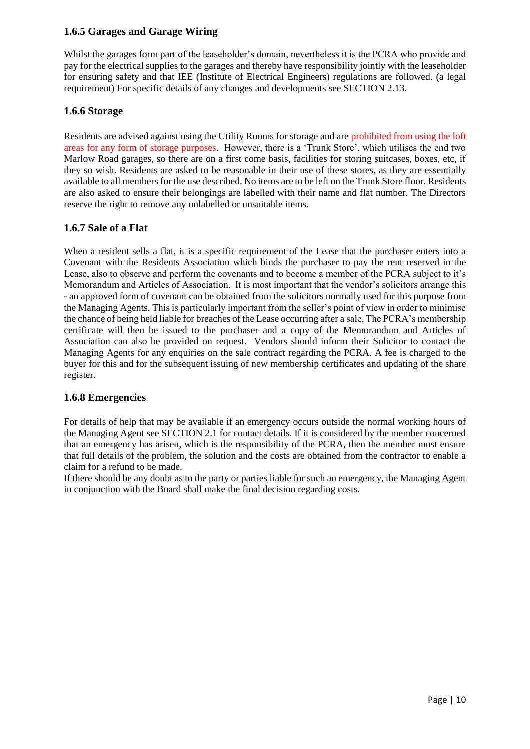### 1.6.5 Garages and Garage Wiring

Whilst the garages form part of the leaseholder's domain, nevertheless it is the PCRA who provide and pay for the electrical supplies to the garages and thereby have responsibility jointly with the leaseholder for ensuring safety and that IEE (Institute of Electrical Engineers) regulations are followed. (a legal requirement) For specific details of any changes and developments see SECTION 2.13.

### 1.6.6 Storage

Residents are advised against using the Utility Rooms for storage and are prohibited from using the loft areas for any form of storage purposes. However, there is a 'Trunk Store', which utilises the end two Marlow Road garages, so there are on a first come basis, facilities for storing suitcases, boxes, etc, if they so wish. Residents are asked to be reasonable in their use of these stores, as they are essentially available to all members for the use described. No items are to be left on the Trunk Store floor. Residents are also asked to ensure their belongings are labelled with their name and flat number. The Directors reserve the right to remove any unlabelled or unsuitable items.

### 1.6.7 Sale of a Flat

When a resident sells a flat, it is a specific requirement of the Lease that the purchaser enters into a Covenant with the Residents Association which binds the purchaser to pay the rent reserved in the Lease, also to observe and perform the covenants and to become a member of the PCRA subject to it's Memorandum and Articles of Association. It is most important that the vendor's solicitors arrange this - an approved form of covenant can be obtained from the solicitors normally used for this purpose from the Managing Agents. This is particularly important from the seller's point of view in order to minimise the chance of being held liable for breaches of the Lease occurring after a sale. The PCRA's membership certificate will then be issued to the purchaser and a copy of the Memorandum and Articles of Association can also be provided on request. Vendors should inform their Solicitor to contact the Managing Agents for any enquiries on the sale contract regarding the PCRA. A fee is charged to the buyer for this and for the subsequent issuing of new membership certificates and updating of the share register.

### 1.6.8 Emergencies

For details of help that may be available if an emergency occurs outside the normal working hours of the Managing Agent see SECTION 2.1 for contact details. If it is considered by the member concerned that an emergency has arisen, which is the responsibility of the PCRA, then the member must ensure that full details of the problem, the solution and the costs are obtained from the contractor to enable a claim for a refund to be made.

If there should be any doubt as to the party or parties liable for such an emergency, the Managing Agent in conjunction with the Board shall make the final decision regarding costs.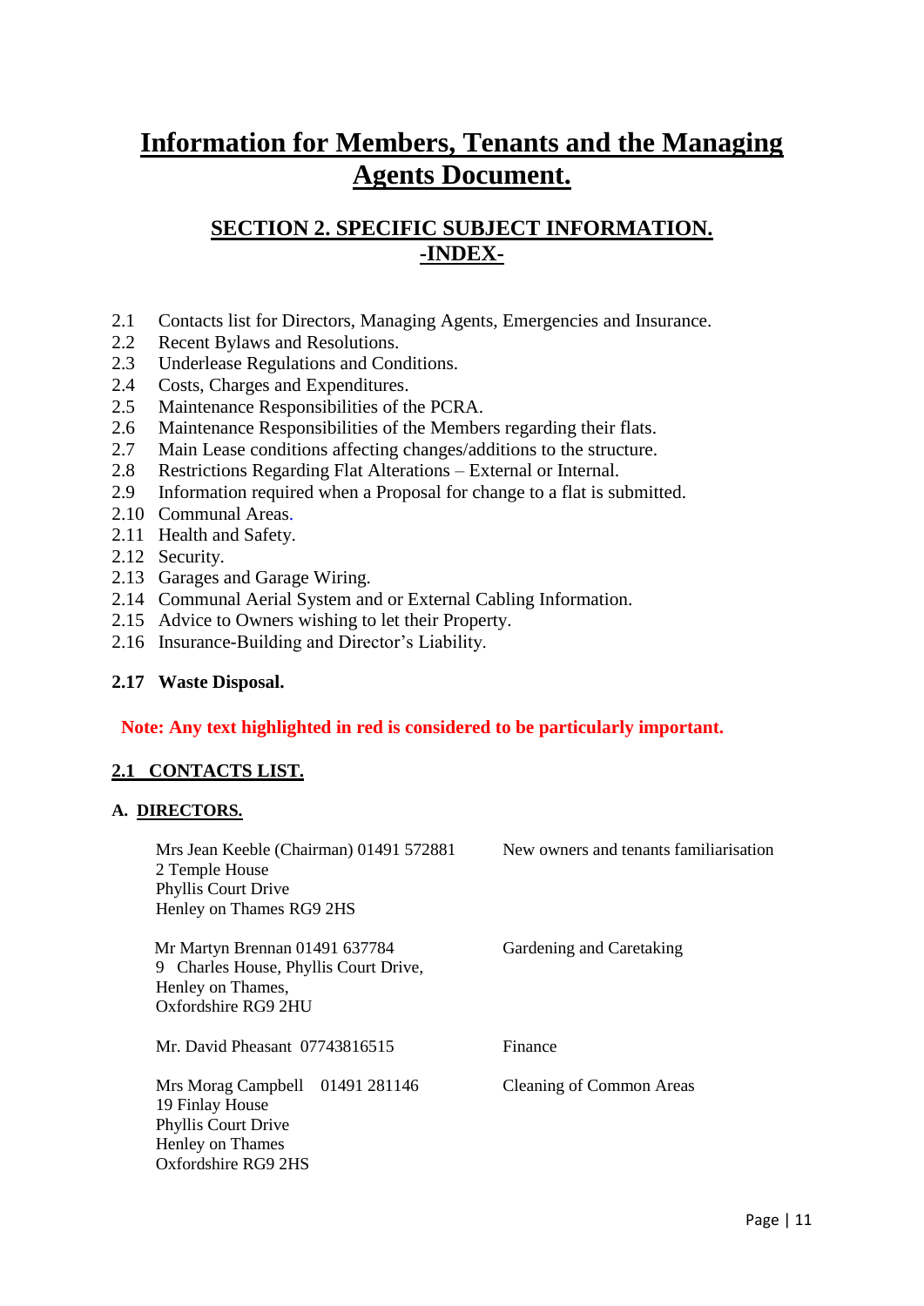# Information for Members, Tenants and the Managing Agents Document.

## SECTION 2. SPECIFIC SUBJECT INFORMATION.
## -INDEX-

2.1 Contacts list for Directors, Managing Agents, Emergencies and Insurance.
2.2 Recent Bylaws and Resolutions.
2.3 Underlease Regulations and Conditions.
2.4 Costs, Charges and Expenditures.
2.5 Maintenance Responsibilities of the PCRA.
2.6 Maintenance Responsibilities of the Members regarding their flats.
2.7 Main Lease conditions affecting changes/additions to the structure.
2.8 Restrictions Regarding Flat Alterations – External or Internal.
2.9 Information required when a Proposal for change to a flat is submitted.
2.10 Communal Areas.
2.11 Health and Safety.
2.12 Security.
2.13 Garages and Garage Wiring.
2.14 Communal Aerial System and or External Cabling Information.
2.15 Advice to Owners wishing to let their Property.
2.16 Insurance-Building and Director's Liability.

**2.17 Waste Disposal.**

**Note: Any text highlighted in red is considered to be particularly important.**

### 2.1 CONTACTS LIST.

**A. DIRECTORS.**

| | |
|---|---|
| Mrs Jean Keeble (Chairman) 01491 572881<br>2 Temple House<br>Phyllis Court Drive<br>Henley on Thames RG9 2HS | New owners and tenants familiarisation |
| Mr Martyn Brennan 01491 637784<br>9 Charles House, Phyllis Court Drive,<br>Henley on Thames,<br>Oxfordshire RG9 2HU | Gardening and Caretaking |
| Mr. David Pheasant 07743816515 | Finance |
| Mrs Morag Campbell 01491 281146<br>19 Finlay House<br>Phyllis Court Drive<br>Henley on Thames<br>Oxfordshire RG9 2HS | Cleaning of Common Areas |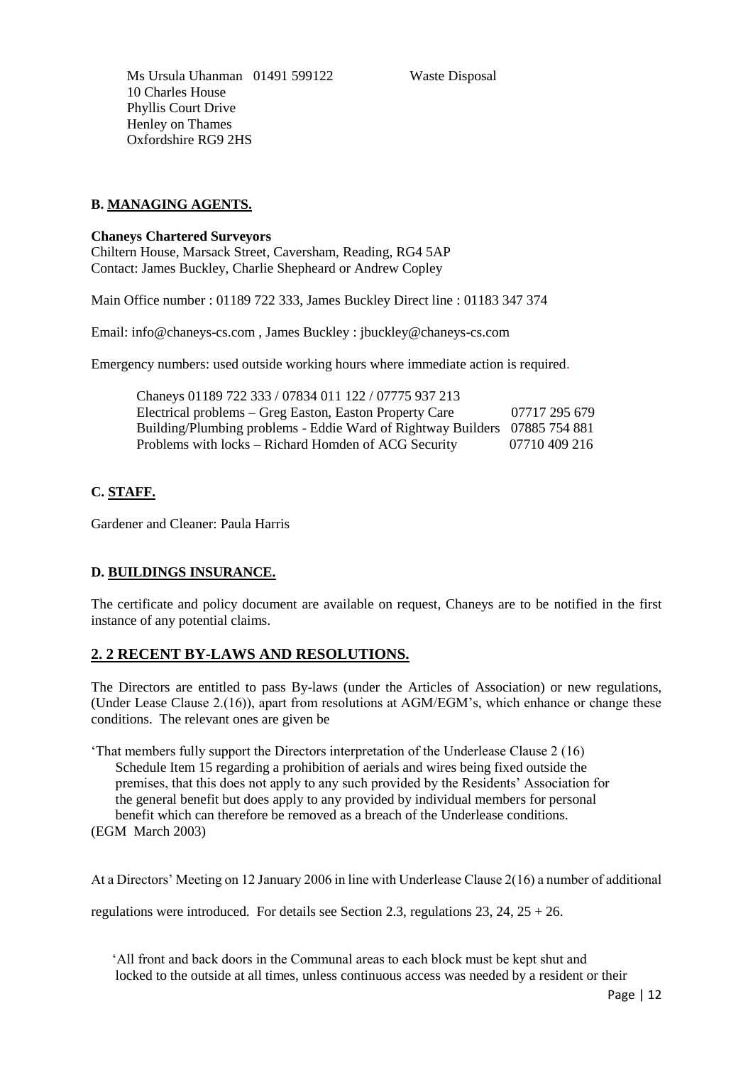Ms Ursula Uhanman 01491 599122 Waste Disposal
10 Charles House
Phyllis Court Drive
Henley on Thames
Oxfordshire RG9 2HS

**B. MANAGING AGENTS.**

**Chaneys Chartered Surveyors**
Chiltern House, Marsack Street, Caversham, Reading, RG4 5AP
Contact: James Buckley, Charlie Shepheard or Andrew Copley

Main Office number : 01189 722 333, James Buckley Direct line : 01183 347 374

Email: info@chaneys-cs.com , James Buckley : jbuckley@chaneys-cs.com

Emergency numbers: used outside working hours where immediate action is required.

Chaneys 01189 722 333 / 07834 011 122 / 07775 937 213
Electrical problems – Greg Easton, Easton Property Care 07717 295 679
Building/Plumbing problems - Eddie Ward of Rightway Builders 07885 754 881
Problems with locks – Richard Homden of ACG Security 07710 409 216

**C. STAFF.**

Gardener and Cleaner: Paula Harris

**D. BUILDINGS INSURANCE.**

The certificate and policy document are available on request, Chaneys are to be notified in the first instance of any potential claims.

## 2. 2 RECENT BY-LAWS AND RESOLUTIONS.

The Directors are entitled to pass By-laws (under the Articles of Association) or new regulations, (Under Lease Clause 2.(16)), apart from resolutions at AGM/EGM's, which enhance or change these conditions. The relevant ones are given be

'That members fully support the Directors interpretation of the Underlease Clause 2 (16) Schedule Item 15 regarding a prohibition of aerials and wires being fixed outside the premises, that this does not apply to any such provided by the Residents' Association for the general benefit but does apply to any provided by individual members for personal benefit which can therefore be removed as a breach of the Underlease conditions.
(EGM March 2003)

At a Directors' Meeting on 12 January 2006 in line with Underlease Clause 2(16) a number of additional regulations were introduced. For details see Section 2.3, regulations 23, 24, 25 + 26.

'All front and back doors in the Communal areas to each block must be kept shut and locked to the outside at all times, unless continuous access was needed by a resident or their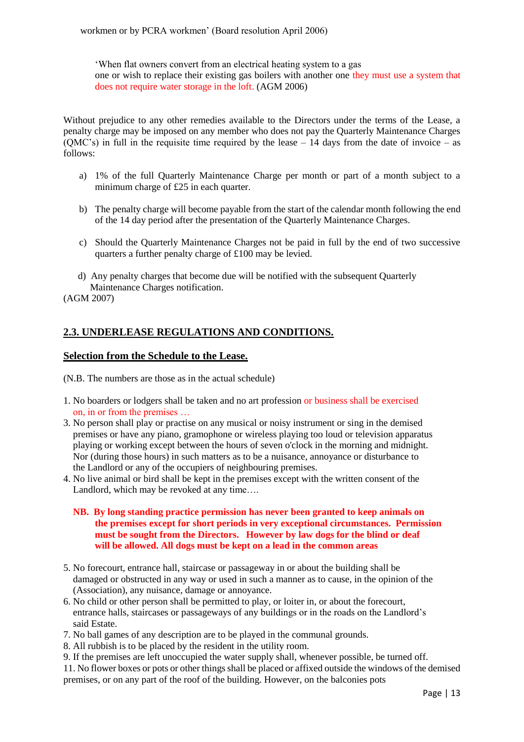workmen or by PCRA workmen' (Board resolution April 2006)

'When flat owners convert from an electrical heating system to a gas one or wish to replace their existing gas boilers with another one they must use a system that does not require water storage in the loft. (AGM 2006)

Without prejudice to any other remedies available to the Directors under the terms of the Lease, a penalty charge may be imposed on any member who does not pay the Quarterly Maintenance Charges (QMC's) in full in the requisite time required by the lease – 14 days from the date of invoice – as follows:

a) 1% of the full Quarterly Maintenance Charge per month or part of a month subject to a minimum charge of £25 in each quarter.

b) The penalty charge will become payable from the start of the calendar month following the end of the 14 day period after the presentation of the Quarterly Maintenance Charges.

c) Should the Quarterly Maintenance Charges not be paid in full by the end of two successive quarters a further penalty charge of £100 may be levied.

d) Any penalty charges that become due will be notified with the subsequent Quarterly Maintenance Charges notification.

(AGM 2007)

## 2.3. UNDERLEASE REGULATIONS AND CONDITIONS.

### Selection from the Schedule to the Lease.

(N.B. The numbers are those as in the actual schedule)

1. No boarders or lodgers shall be taken and no art profession or business shall be exercised on, in or from the premises …
3. No person shall play or practise on any musical or noisy instrument or sing in the demised premises or have any piano, gramophone or wireless playing too loud or television apparatus playing or working except between the hours of seven o'clock in the morning and midnight. Nor (during those hours) in such matters as to be a nuisance, annoyance or disturbance to the Landlord or any of the occupiers of neighbouring premises.
4. No live animal or bird shall be kept in the premises except with the written consent of the Landlord, which may be revoked at any time….

   **NB. By long standing practice permission has never been granted to keep animals on the premises except for short periods in very exceptional circumstances. Permission must be sought from the Directors. However by law dogs for the blind or deaf will be allowed. All dogs must be kept on a lead in the common areas**

5. No forecourt, entrance hall, staircase or passageway in or about the building shall be damaged or obstructed in any way or used in such a manner as to cause, in the opinion of the (Association), any nuisance, damage or annoyance.
6. No child or other person shall be permitted to play, or loiter in, or about the forecourt, entrance halls, staircases or passageways of any buildings or in the roads on the Landlord's said Estate.
7. No ball games of any description are to be played in the communal grounds.
8. All rubbish is to be placed by the resident in the utility room.
9. If the premises are left unoccupied the water supply shall, whenever possible, be turned off.
11. No flower boxes or pots or other things shall be placed or affixed outside the windows of the demised premises, or on any part of the roof of the building. However, on the balconies pots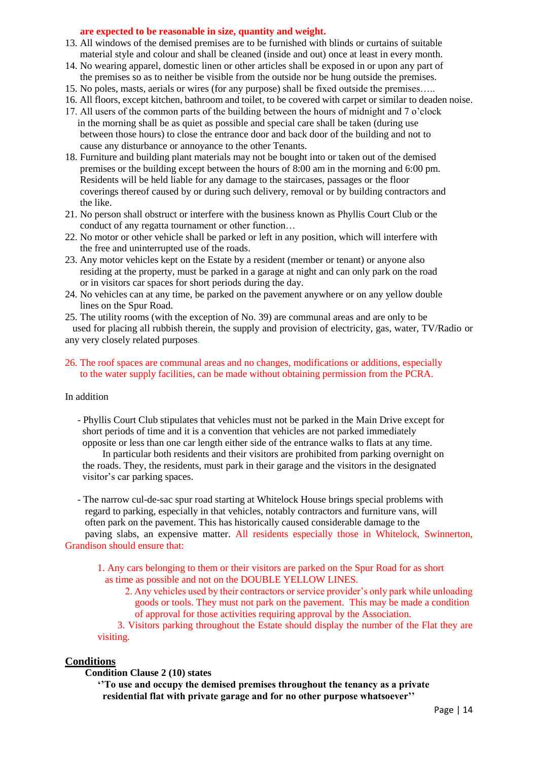**are expected to be reasonable in size, quantity and weight.**

13. All windows of the demised premises are to be furnished with blinds or curtains of suitable material style and colour and shall be cleaned (inside and out) once at least in every month.
14. No wearing apparel, domestic linen or other articles shall be exposed in or upon any part of the premises so as to neither be visible from the outside nor be hung outside the premises.
15. No poles, masts, aerials or wires (for any purpose) shall be fixed outside the premises…..
16. All floors, except kitchen, bathroom and toilet, to be covered with carpet or similar to deaden noise.
17. All users of the common parts of the building between the hours of midnight and 7 o'clock in the morning shall be as quiet as possible and special care shall be taken (during use between those hours) to close the entrance door and back door of the building and not to cause any disturbance or annoyance to the other Tenants.
18. Furniture and building plant materials may not be bought into or taken out of the demised premises or the building except between the hours of 8:00 am in the morning and 6:00 pm. Residents will be held liable for any damage to the staircases, passages or the floor coverings thereof caused by or during such delivery, removal or by building contractors and the like.
21. No person shall obstruct or interfere with the business known as Phyllis Court Club or the conduct of any regatta tournament or other function…
22. No motor or other vehicle shall be parked or left in any position, which will interfere with the free and uninterrupted use of the roads.
23. Any motor vehicles kept on the Estate by a resident (member or tenant) or anyone also residing at the property, must be parked in a garage at night and can only park on the road or in visitors car spaces for short periods during the day.
24. No vehicles can at any time, be parked on the pavement anywhere or on any yellow double lines on the Spur Road.
25. The utility rooms (with the exception of No. 39) are communal areas and are only to be used for placing all rubbish therein, the supply and provision of electricity, gas, water, TV/Radio or any very closely related purposes.
26. The roof spaces are communal areas and no changes, modifications or additions, especially to the water supply facilities, can be made without obtaining permission from the PCRA.

In addition

- Phyllis Court Club stipulates that vehicles must not be parked in the Main Drive except for short periods of time and it is a convention that vehicles are not parked immediately opposite or less than one car length either side of the entrance walks to flats at any time.
  In particular both residents and their visitors are prohibited from parking overnight on the roads. They, the residents, must park in their garage and the visitors in the designated visitor's car parking spaces.

- The narrow cul-de-sac spur road starting at Whitelock House brings special problems with regard to parking, especially in that vehicles, notably contractors and furniture vans, will often park on the pavement. This has historically caused considerable damage to the paving slabs, an expensive matter. All residents especially those in Whitelock, Swinnerton, Grandison should ensure that:

  1. Any cars belonging to them or their visitors are parked on the Spur Road for as short as time as possible and not on the DOUBLE YELLOW LINES.
  2. Any vehicles used by their contractors or service provider's only park while unloading goods or tools. They must not park on the pavement. This may be made a condition of approval for those activities requiring approval by the Association.
  3. Visitors parking throughout the Estate should display the number of the Flat they are visiting.

## Conditions

**Condition Clause 2 (10) states**

**''To use and occupy the demised premises throughout the tenancy as a private residential flat with private garage and for no other purpose whatsoever''**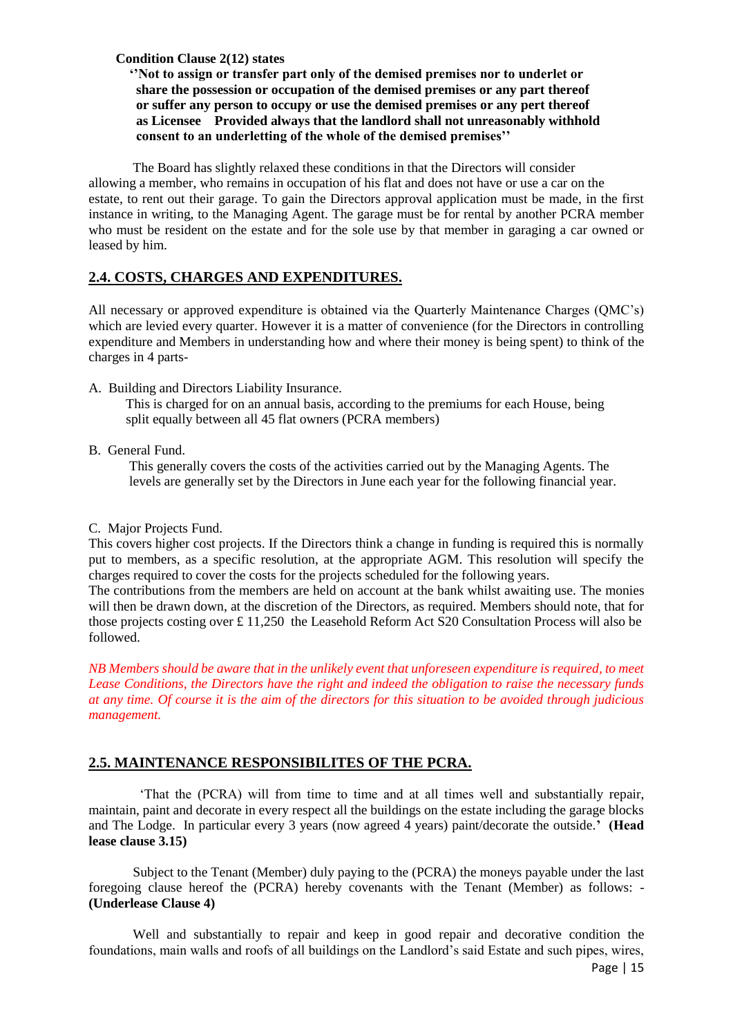**Condition Clause 2(12) states**

**''Not to assign or transfer part only of the demised premises nor to underlet or share the possession or occupation of the demised premises or any part thereof or suffer any person to occupy or use the demised premises or any pert thereof as Licensee Provided always that the landlord shall not unreasonably withhold consent to an underletting of the whole of the demised premises''**

The Board has slightly relaxed these conditions in that the Directors will consider allowing a member, who remains in occupation of his flat and does not have or use a car on the estate, to rent out their garage. To gain the Directors approval application must be made, in the first instance in writing, to the Managing Agent. The garage must be for rental by another PCRA member who must be resident on the estate and for the sole use by that member in garaging a car owned or leased by him.

## 2.4. COSTS, CHARGES AND EXPENDITURES.

All necessary or approved expenditure is obtained via the Quarterly Maintenance Charges (QMC's) which are levied every quarter. However it is a matter of convenience (for the Directors in controlling expenditure and Members in understanding how and where their money is being spent) to think of the charges in 4 parts-

A. Building and Directors Liability Insurance.
   This is charged for on an annual basis, according to the premiums for each House, being split equally between all 45 flat owners (PCRA members)

B. General Fund.
   This generally covers the costs of the activities carried out by the Managing Agents. The levels are generally set by the Directors in June each year for the following financial year.

C. Major Projects Fund.

This covers higher cost projects. If the Directors think a change in funding is required this is normally put to members, as a specific resolution, at the appropriate AGM. This resolution will specify the charges required to cover the costs for the projects scheduled for the following years.
The contributions from the members are held on account at the bank whilst awaiting use. The monies will then be drawn down, at the discretion of the Directors, as required. Members should note, that for those projects costing over £ 11,250 the Leasehold Reform Act S20 Consultation Process will also be followed.

*NB Members should be aware that in the unlikely event that unforeseen expenditure is required, to meet Lease Conditions, the Directors have the right and indeed the obligation to raise the necessary funds at any time. Of course it is the aim of the directors for this situation to be avoided through judicious management.*

## 2.5. MAINTENANCE RESPONSIBILITES OF THE PCRA.

'That the (PCRA) will from time to time and at all times well and substantially repair, maintain, paint and decorate in every respect all the buildings on the estate including the garage blocks and The Lodge. In particular every 3 years (now agreed 4 years) paint/decorate the outside.' **(Head lease clause 3.15)**

Subject to the Tenant (Member) duly paying to the (PCRA) the moneys payable under the last foregoing clause hereof the (PCRA) hereby covenants with the Tenant (Member) as follows: - **(Underlease Clause 4)**

Well and substantially to repair and keep in good repair and decorative condition the foundations, main walls and roofs of all buildings on the Landlord's said Estate and such pipes, wires,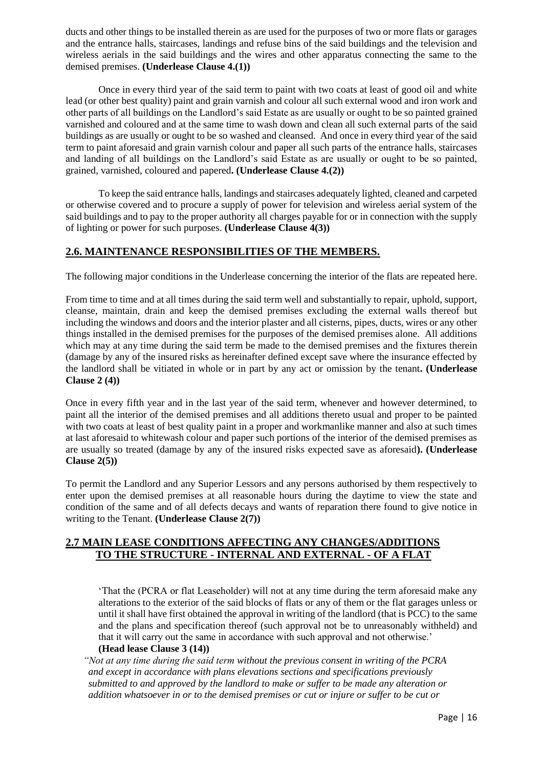ducts and other things to be installed therein as are used for the purposes of two or more flats or garages and the entrance halls, staircases, landings and refuse bins of the said buildings and the television and wireless aerials in the said buildings and the wires and other apparatus connecting the same to the demised premises. **(Underlease Clause 4.(1))**

Once in every third year of the said term to paint with two coats at least of good oil and white lead (or other best quality) paint and grain varnish and colour all such external wood and iron work and other parts of all buildings on the Landlord's said Estate as are usually or ought to be so painted grained varnished and coloured and at the same time to wash down and clean all such external parts of the said buildings as are usually or ought to be so washed and cleansed. And once in every third year of the said term to paint aforesaid and grain varnish colour and paper all such parts of the entrance halls, staircases and landing of all buildings on the Landlord's said Estate as are usually or ought to be so painted, grained, varnished, coloured and papered**. (Underlease Clause 4.(2))**

To keep the said entrance halls, landings and staircases adequately lighted, cleaned and carpeted or otherwise covered and to procure a supply of power for television and wireless aerial system of the said buildings and to pay to the proper authority all charges payable for or in connection with the supply of lighting or power for such purposes. **(Underlease Clause 4(3))**

## 2.6. MAINTENANCE RESPONSIBILITIES OF THE MEMBERS.

The following major conditions in the Underlease concerning the interior of the flats are repeated here.

From time to time and at all times during the said term well and substantially to repair, uphold, support, cleanse, maintain, drain and keep the demised premises excluding the external walls thereof but including the windows and doors and the interior plaster and all cisterns, pipes, ducts, wires or any other things installed in the demised premises for the purposes of the demised premises alone. All additions which may at any time during the said term be made to the demised premises and the fixtures therein (damage by any of the insured risks as hereinafter defined except save where the insurance effected by the landlord shall be vitiated in whole or in part by any act or omission by the tenant**. (Underlease Clause 2 (4))**

Once in every fifth year and in the last year of the said term, whenever and however determined, to paint all the interior of the demised premises and all additions thereto usual and proper to be painted with two coats at least of best quality paint in a proper and workmanlike manner and also at such times at last aforesaid to whitewash colour and paper such portions of the interior of the demised premises as are usually so treated (damage by any of the insured risks expected save as aforesaid**). (Underlease Clause 2(5))**

To permit the Landlord and any Superior Lessors and any persons authorised by them respectively to enter upon the demised premises at all reasonable hours during the daytime to view the state and condition of the same and of all defects decays and wants of reparation there found to give notice in writing to the Tenant. **(Underlease Clause 2(7))**

## 2.7 MAIN LEASE CONDITIONS AFFECTING ANY CHANGES/ADDITIONS TO THE STRUCTURE - INTERNAL AND EXTERNAL - OF A FLAT

'That the (PCRA or flat Leaseholder) will not at any time during the term aforesaid make any alterations to the exterior of the said blocks of flats or any of them or the flat garages unless or until it shall have first obtained the approval in writing of the landlord (that is PCC) to the same and the plans and specification thereof (such approval not be to unreasonably withheld) and that it will carry out the same in accordance with such approval and not otherwise.' **(Head lease Clause 3 (14))**

*"Not at any time during the said term without the previous consent in writing of the PCRA and except in accordance with plans elevations sections and specifications previously submitted to and approved by the landlord to make or suffer to be made any alteration or addition whatsoever in or to the demised premises or cut or injure or suffer to be cut or*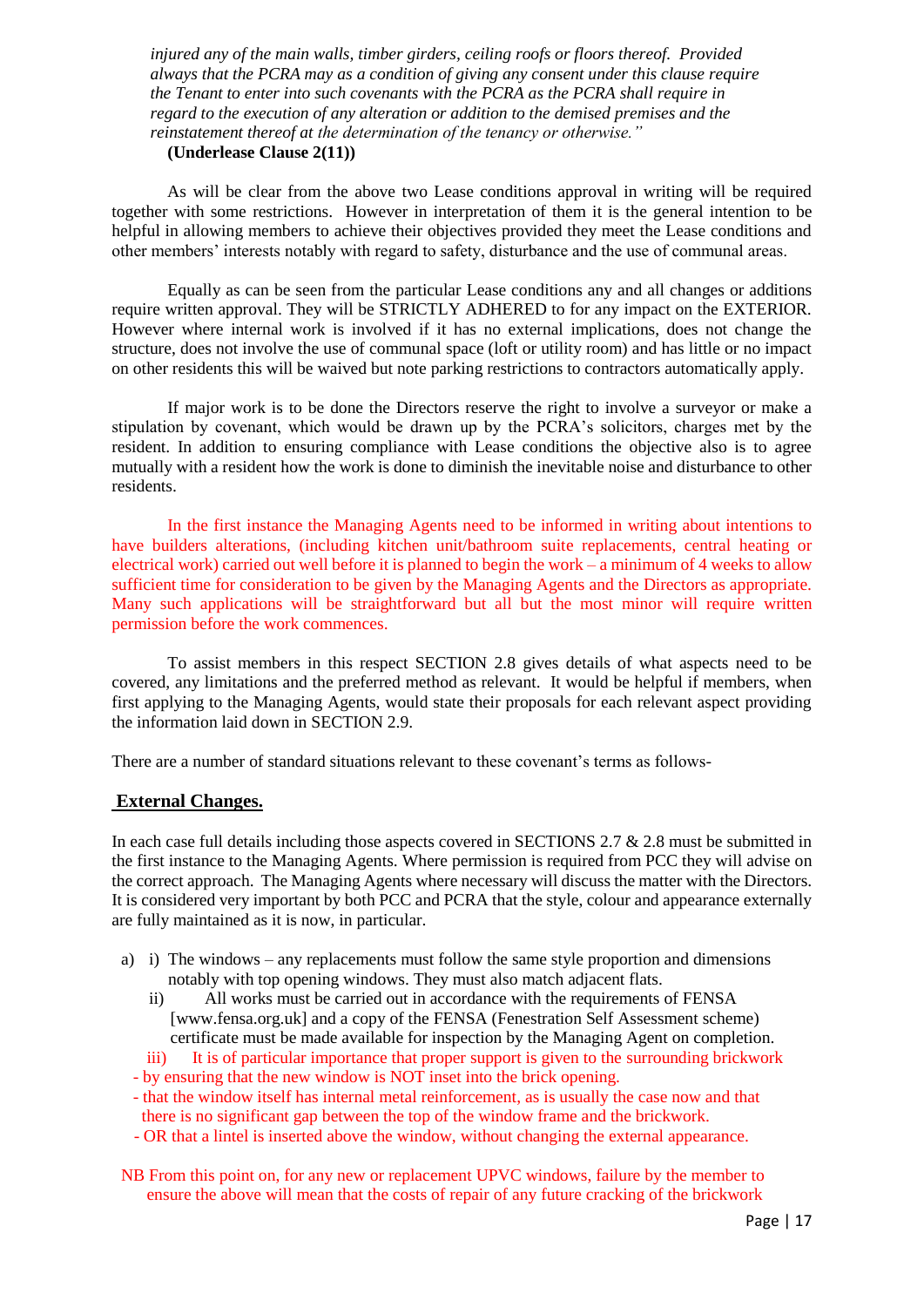*injured any of the main walls, timber girders, ceiling roofs or floors thereof. Provided always that the PCRA may as a condition of giving any consent under this clause require the Tenant to enter into such covenants with the PCRA as the PCRA shall require in regard to the execution of any alteration or addition to the demised premises and the reinstatement thereof at the determination of the tenancy or otherwise."*

**(Underlease Clause 2(11))**

As will be clear from the above two Lease conditions approval in writing will be required together with some restrictions. However in interpretation of them it is the general intention to be helpful in allowing members to achieve their objectives provided they meet the Lease conditions and other members' interests notably with regard to safety, disturbance and the use of communal areas.

Equally as can be seen from the particular Lease conditions any and all changes or additions require written approval. They will be STRICTLY ADHERED to for any impact on the EXTERIOR. However where internal work is involved if it has no external implications, does not change the structure, does not involve the use of communal space (loft or utility room) and has little or no impact on other residents this will be waived but note parking restrictions to contractors automatically apply.

If major work is to be done the Directors reserve the right to involve a surveyor or make a stipulation by covenant, which would be drawn up by the PCRA's solicitors, charges met by the resident. In addition to ensuring compliance with Lease conditions the objective also is to agree mutually with a resident how the work is done to diminish the inevitable noise and disturbance to other residents.

In the first instance the Managing Agents need to be informed in writing about intentions to have builders alterations, (including kitchen unit/bathroom suite replacements, central heating or electrical work) carried out well before it is planned to begin the work – a minimum of 4 weeks to allow sufficient time for consideration to be given by the Managing Agents and the Directors as appropriate. Many such applications will be straightforward but all but the most minor will require written permission before the work commences.

To assist members in this respect SECTION 2.8 gives details of what aspects need to be covered, any limitations and the preferred method as relevant. It would be helpful if members, when first applying to the Managing Agents, would state their proposals for each relevant aspect providing the information laid down in SECTION 2.9.

There are a number of standard situations relevant to these covenant's terms as follows-

**External Changes.**

In each case full details including those aspects covered in SECTIONS 2.7 & 2.8 must be submitted in the first instance to the Managing Agents. Where permission is required from PCC they will advise on the correct approach. The Managing Agents where necessary will discuss the matter with the Directors. It is considered very important by both PCC and PCRA that the style, colour and appearance externally are fully maintained as it is now, in particular.

a) i) The windows – any replacements must follow the same style proportion and dimensions notably with top opening windows. They must also match adjacent flats.

   ii) All works must be carried out in accordance with the requirements of FENSA [www.fensa.org.uk] and a copy of the FENSA (Fenestration Self Assessment scheme) certificate must be made available for inspection by the Managing Agent on completion.

   iii) It is of particular importance that proper support is given to the surrounding brickwork
   - by ensuring that the new window is NOT inset into the brick opening.
   - that the window itself has internal metal reinforcement, as is usually the case now and that there is no significant gap between the top of the window frame and the brickwork.
   - OR that a lintel is inserted above the window, without changing the external appearance.

NB From this point on, for any new or replacement UPVC windows, failure by the member to ensure the above will mean that the costs of repair of any future cracking of the brickwork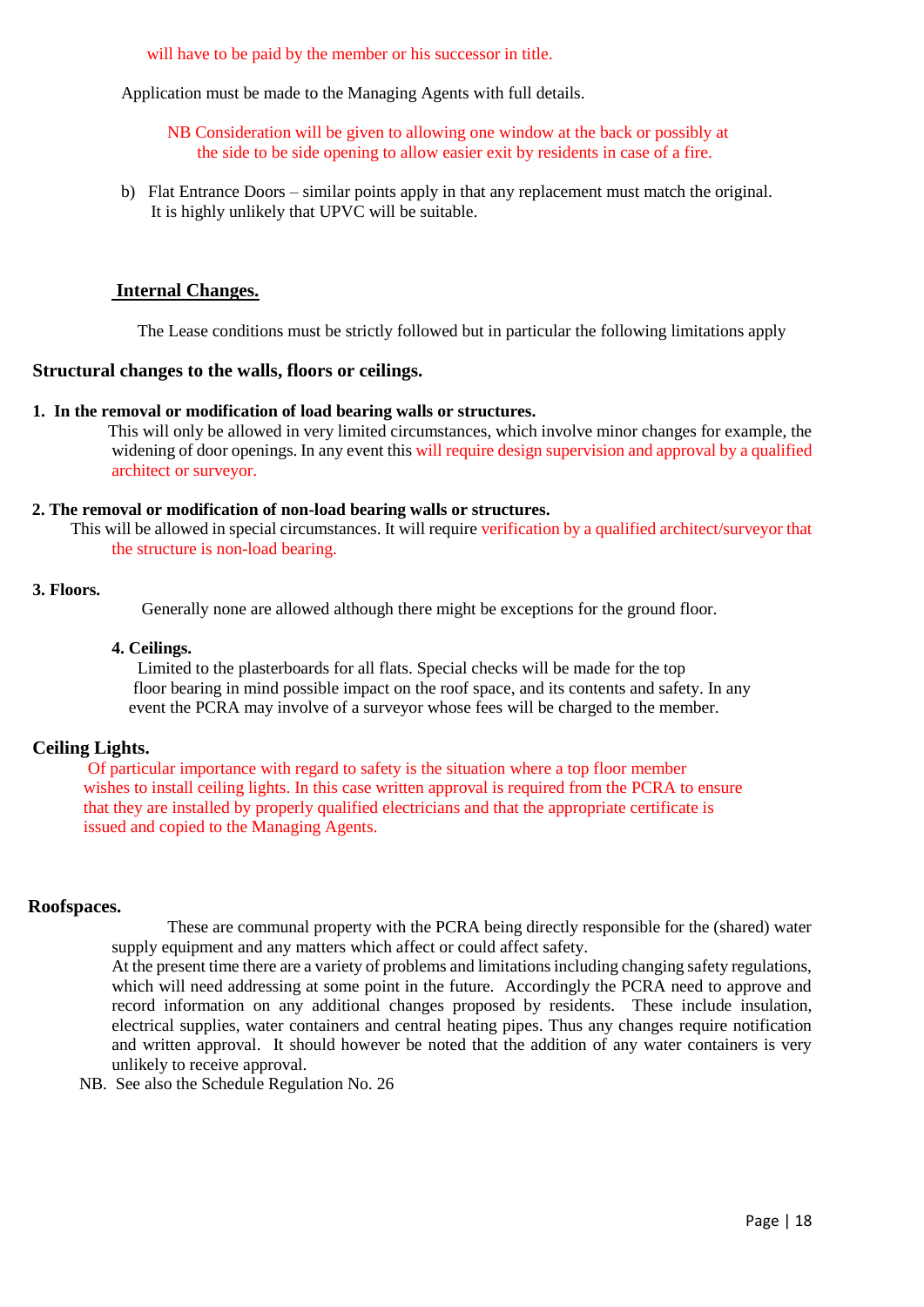will have to be paid by the member or his successor in title.

Application must be made to the Managing Agents with full details.

NB Consideration will be given to allowing one window at the back or possibly at the side to be side opening to allow easier exit by residents in case of a fire.

b) Flat Entrance Doors – similar points apply in that any replacement must match the original. It is highly unlikely that UPVC will be suitable.

## Internal Changes.

The Lease conditions must be strictly followed but in particular the following limitations apply

### Structural changes to the walls, floors or ceilings.

**1. In the removal or modification of load bearing walls or structures.**

This will only be allowed in very limited circumstances, which involve minor changes for example, the widening of door openings. In any event this will require design supervision and approval by a qualified architect or surveyor.

**2. The removal or modification of non-load bearing walls or structures.**

This will be allowed in special circumstances. It will require verification by a qualified architect/surveyor that the structure is non-load bearing.

**3. Floors.**

Generally none are allowed although there might be exceptions for the ground floor.

**4. Ceilings.**

Limited to the plasterboards for all flats. Special checks will be made for the top floor bearing in mind possible impact on the roof space, and its contents and safety. In any event the PCRA may involve of a surveyor whose fees will be charged to the member.

### Ceiling Lights.

Of particular importance with regard to safety is the situation where a top floor member wishes to install ceiling lights. In this case written approval is required from the PCRA to ensure that they are installed by properly qualified electricians and that the appropriate certificate is issued and copied to the Managing Agents.

### Roofspaces.

These are communal property with the PCRA being directly responsible for the (shared) water supply equipment and any matters which affect or could affect safety.

At the present time there are a variety of problems and limitations including changing safety regulations, which will need addressing at some point in the future. Accordingly the PCRA need to approve and record information on any additional changes proposed by residents. These include insulation, electrical supplies, water containers and central heating pipes. Thus any changes require notification and written approval. It should however be noted that the addition of any water containers is very unlikely to receive approval.

NB. See also the Schedule Regulation No. 26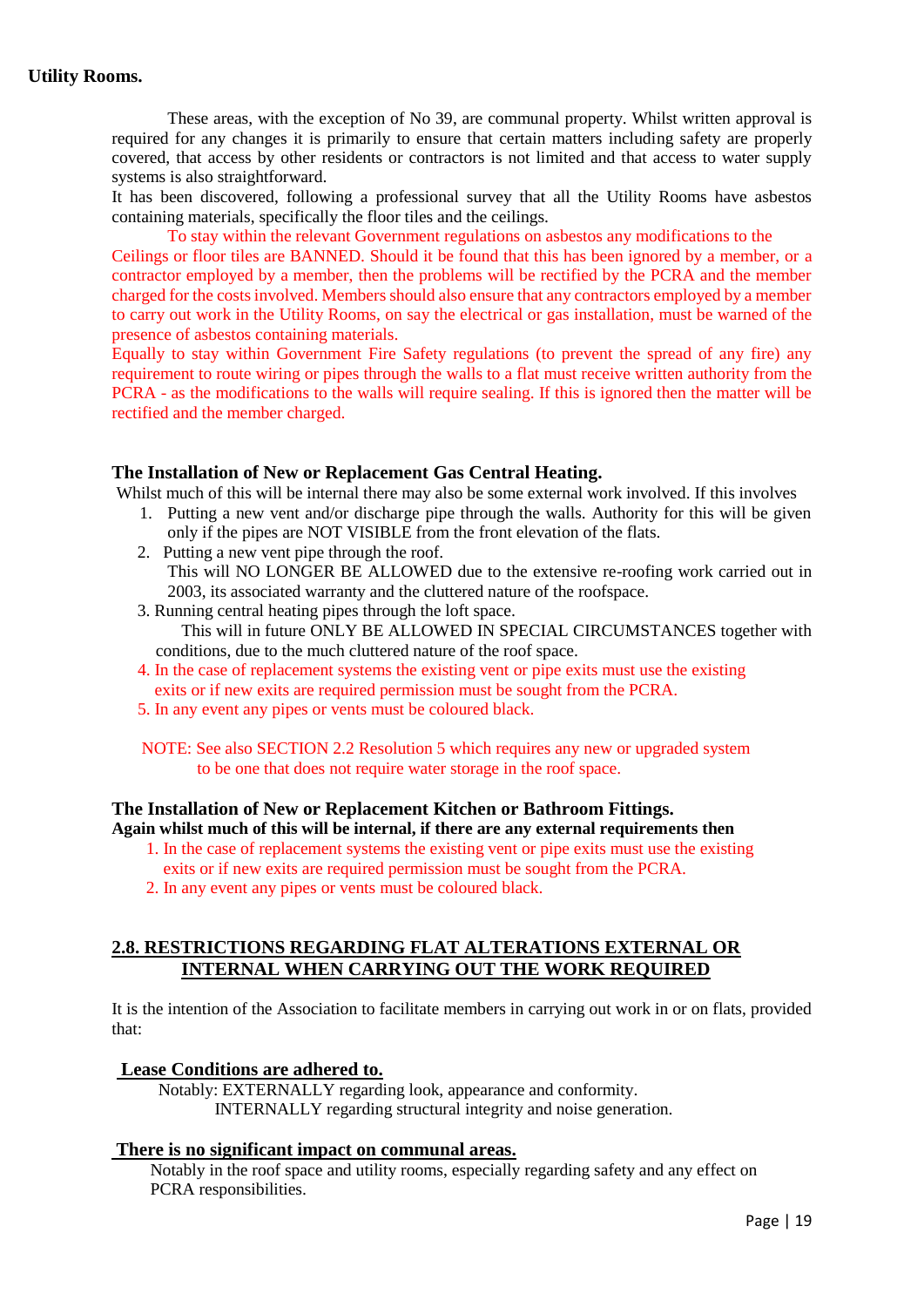**Utility Rooms.**

These areas, with the exception of No 39, are communal property. Whilst written approval is required for any changes it is primarily to ensure that certain matters including safety are properly covered, that access by other residents or contractors is not limited and that access to water supply systems is also straightforward.

It has been discovered, following a professional survey that all the Utility Rooms have asbestos containing materials, specifically the floor tiles and the ceilings.

To stay within the relevant Government regulations on asbestos any modifications to the Ceilings or floor tiles are BANNED. Should it be found that this has been ignored by a member, or a contractor employed by a member, then the problems will be rectified by the PCRA and the member charged for the costs involved. Members should also ensure that any contractors employed by a member to carry out work in the Utility Rooms, on say the electrical or gas installation, must be warned of the presence of asbestos containing materials.

Equally to stay within Government Fire Safety regulations (to prevent the spread of any fire) any requirement to route wiring or pipes through the walls to a flat must receive written authority from the PCRA - as the modifications to the walls will require sealing. If this is ignored then the matter will be rectified and the member charged.

**The Installation of New or Replacement Gas Central Heating.**

Whilst much of this will be internal there may also be some external work involved. If this involves

1. Putting a new vent and/or discharge pipe through the walls. Authority for this will be given only if the pipes are NOT VISIBLE from the front elevation of the flats.
2. Putting a new vent pipe through the roof.
   This will NO LONGER BE ALLOWED due to the extensive re-roofing work carried out in 2003, its associated warranty and the cluttered nature of the roofspace.
3. Running central heating pipes through the loft space.
   This will in future ONLY BE ALLOWED IN SPECIAL CIRCUMSTANCES together with conditions, due to the much cluttered nature of the roof space.
4. In the case of replacement systems the existing vent or pipe exits must use the existing exits or if new exits are required permission must be sought from the PCRA.
5. In any event any pipes or vents must be coloured black.

NOTE: See also SECTION 2.2 Resolution 5 which requires any new or upgraded system to be one that does not require water storage in the roof space.

**The Installation of New or Replacement Kitchen or Bathroom Fittings.**
**Again whilst much of this will be internal, if there are any external requirements then**

1. In the case of replacement systems the existing vent or pipe exits must use the existing exits or if new exits are required permission must be sought from the PCRA.
2. In any event any pipes or vents must be coloured black.

## 2.8. RESTRICTIONS REGARDING FLAT ALTERATIONS EXTERNAL OR INTERNAL WHEN CARRYING OUT THE WORK REQUIRED

It is the intention of the Association to facilitate members in carrying out work in or on flats, provided that:

**Lease Conditions are adhered to.**

Notably: EXTERNALLY regarding look, appearance and conformity.
INTERNALLY regarding structural integrity and noise generation.

**There is no significant impact on communal areas.**

Notably in the roof space and utility rooms, especially regarding safety and any effect on PCRA responsibilities.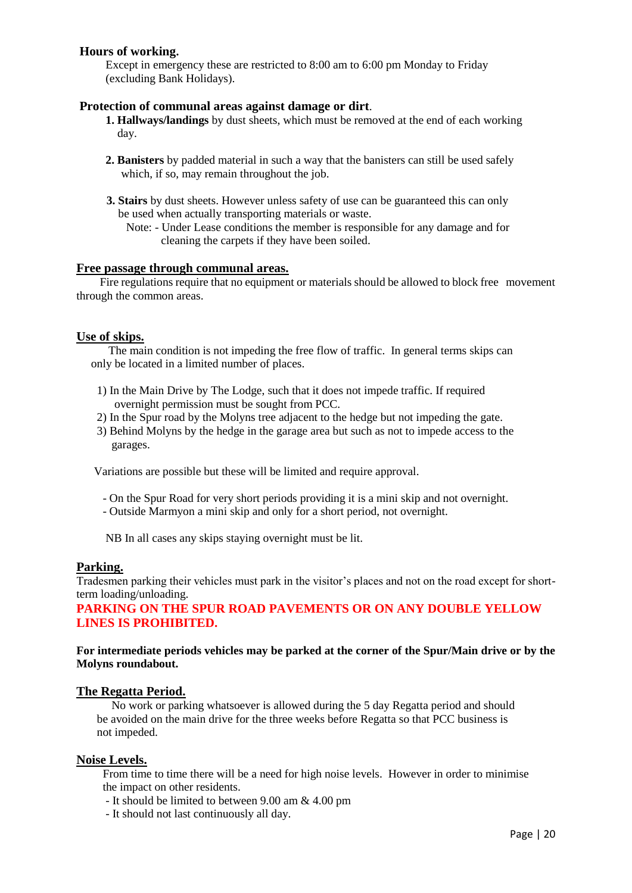**Hours of working.**

Except in emergency these are restricted to 8:00 am to 6:00 pm Monday to Friday (excluding Bank Holidays).

**Protection of communal areas against damage or dirt**.

1. **Hallways/landings** by dust sheets, which must be removed at the end of each working day.

2. **Banisters** by padded material in such a way that the banisters can still be used safely which, if so, may remain throughout the job.

3. **Stairs** by dust sheets. However unless safety of use can be guaranteed this can only be used when actually transporting materials or waste.

   Note: - Under Lease conditions the member is responsible for any damage and for cleaning the carpets if they have been soiled.

**Free passage through communal areas.**

Fire regulations require that no equipment or materials should be allowed to block free movement through the common areas.

**Use of skips.**

The main condition is not impeding the free flow of traffic. In general terms skips can only be located in a limited number of places.

1) In the Main Drive by The Lodge, such that it does not impede traffic. If required overnight permission must be sought from PCC.
2) In the Spur road by the Molyns tree adjacent to the hedge but not impeding the gate.
3) Behind Molyns by the hedge in the garage area but such as not to impede access to the garages.

Variations are possible but these will be limited and require approval.

- On the Spur Road for very short periods providing it is a mini skip and not overnight.
- Outside Marmyon a mini skip and only for a short period, not overnight.

NB In all cases any skips staying overnight must be lit.

**Parking.**

Tradesmen parking their vehicles must park in the visitor's places and not on the road except for short-term loading/unloading.

**PARKING ON THE SPUR ROAD PAVEMENTS OR ON ANY DOUBLE YELLOW LINES IS PROHIBITED.**

**For intermediate periods vehicles may be parked at the corner of the Spur/Main drive or by the Molyns roundabout.**

**The Regatta Period.**

No work or parking whatsoever is allowed during the 5 day Regatta period and should be avoided on the main drive for the three weeks before Regatta so that PCC business is not impeded.

**Noise Levels.**

From time to time there will be a need for high noise levels. However in order to minimise the impact on other residents.

- It should be limited to between 9.00 am & 4.00 pm
- It should not last continuously all day.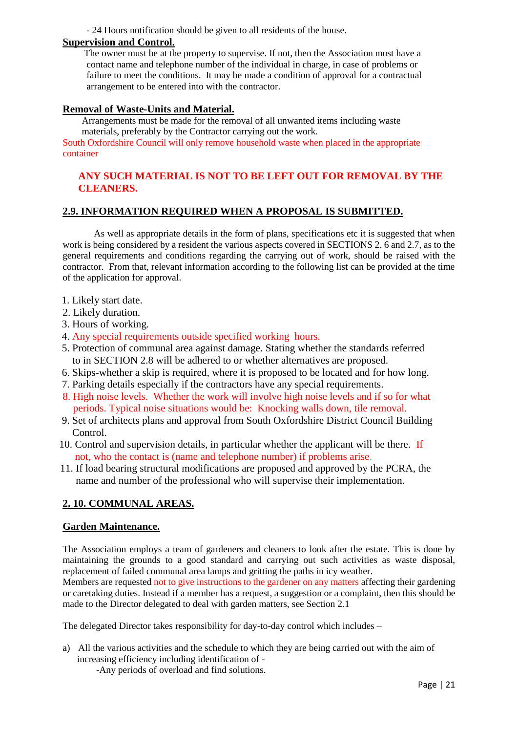- 24 Hours notification should be given to all residents of the house.

**Supervision and Control.**

The owner must be at the property to supervise. If not, then the Association must have a contact name and telephone number of the individual in charge, in case of problems or failure to meet the conditions. It may be made a condition of approval for a contractual arrangement to be entered into with the contractor.

**Removal of Waste-Units and Material.**

Arrangements must be made for the removal of all unwanted items including waste materials, preferably by the Contractor carrying out the work.

South Oxfordshire Council will only remove household waste when placed in the appropriate container

**ANY SUCH MATERIAL IS NOT TO BE LEFT OUT FOR REMOVAL BY THE CLEANERS.**

## 2.9. INFORMATION REQUIRED WHEN A PROPOSAL IS SUBMITTED.

As well as appropriate details in the form of plans, specifications etc it is suggested that when work is being considered by a resident the various aspects covered in SECTIONS 2. 6 and 2.7, as to the general requirements and conditions regarding the carrying out of work, should be raised with the contractor. From that, relevant information according to the following list can be provided at the time of the application for approval.

1. Likely start date.
2. Likely duration.
3. Hours of working.
4. Any special requirements outside specified working hours.
5. Protection of communal area against damage. Stating whether the standards referred to in SECTION 2.8 will be adhered to or whether alternatives are proposed.
6. Skips-whether a skip is required, where it is proposed to be located and for how long.
7. Parking details especially if the contractors have any special requirements.
8. High noise levels. Whether the work will involve high noise levels and if so for what periods. Typical noise situations would be: Knocking walls down, tile removal.
9. Set of architects plans and approval from South Oxfordshire District Council Building Control.
10. Control and supervision details, in particular whether the applicant will be there. If not, who the contact is (name and telephone number) if problems arise.
11. If load bearing structural modifications are proposed and approved by the PCRA, the name and number of the professional who will supervise their implementation.

## 2. 10. COMMUNAL AREAS.

**Garden Maintenance.**

The Association employs a team of gardeners and cleaners to look after the estate. This is done by maintaining the grounds to a good standard and carrying out such activities as waste disposal, replacement of failed communal area lamps and gritting the paths in icy weather.

Members are requested not to give instructions to the gardener on any matters affecting their gardening or caretaking duties. Instead if a member has a request, a suggestion or a complaint, then this should be made to the Director delegated to deal with garden matters, see Section 2.1

The delegated Director takes responsibility for day-to-day control which includes –

a) All the various activities and the schedule to which they are being carried out with the aim of increasing efficiency including identification of -

   -Any periods of overload and find solutions.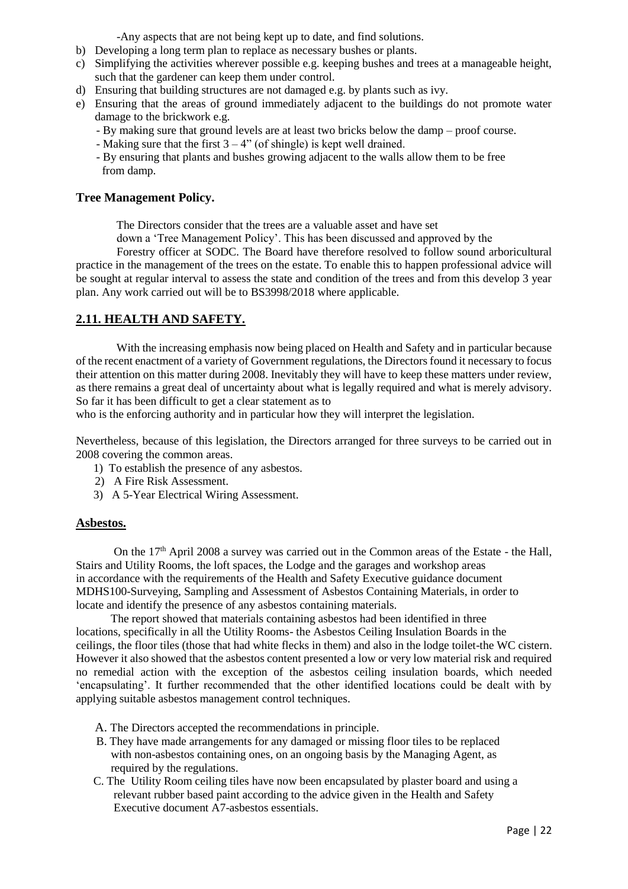-Any aspects that are not being kept up to date, and find solutions.

b) Developing a long term plan to replace as necessary bushes or plants.
c) Simplifying the activities wherever possible e.g. keeping bushes and trees at a manageable height, such that the gardener can keep them under control.
d) Ensuring that building structures are not damaged e.g. by plants such as ivy.
e) Ensuring that the areas of ground immediately adjacent to the buildings do not promote water damage to the brickwork e.g.
   - By making sure that ground levels are at least two bricks below the damp – proof course.
   - Making sure that the first 3 – 4" (of shingle) is kept well drained.
   - By ensuring that plants and bushes growing adjacent to the walls allow them to be free from damp.

### Tree Management Policy.

The Directors consider that the trees are a valuable asset and have set down a 'Tree Management Policy'. This has been discussed and approved by the Forestry officer at SODC. The Board have therefore resolved to follow sound arboricultural practice in the management of the trees on the estate. To enable this to happen professional advice will be sought at regular interval to assess the state and condition of the trees and from this develop 3 year plan. Any work carried out will be to BS3998/2018 where applicable.

## 2.11. HEALTH AND SAFETY.

With the increasing emphasis now being placed on Health and Safety and in particular because of the recent enactment of a variety of Government regulations, the Directors found it necessary to focus their attention on this matter during 2008. Inevitably they will have to keep these matters under review, as there remains a great deal of uncertainty about what is legally required and what is merely advisory. So far it has been difficult to get a clear statement as to who is the enforcing authority and in particular how they will interpret the legislation.

Nevertheless, because of this legislation, the Directors arranged for three surveys to be carried out in 2008 covering the common areas.

1) To establish the presence of any asbestos.
2) A Fire Risk Assessment.
3) A 5-Year Electrical Wiring Assessment.

### Asbestos.

On the 17th April 2008 a survey was carried out in the Common areas of the Estate - the Hall, Stairs and Utility Rooms, the loft spaces, the Lodge and the garages and workshop areas in accordance with the requirements of the Health and Safety Executive guidance document MDHS100-Surveying, Sampling and Assessment of Asbestos Containing Materials, in order to locate and identify the presence of any asbestos containing materials.

The report showed that materials containing asbestos had been identified in three locations, specifically in all the Utility Rooms- the Asbestos Ceiling Insulation Boards in the ceilings, the floor tiles (those that had white flecks in them) and also in the lodge toilet-the WC cistern. However it also showed that the asbestos content presented a low or very low material risk and required no remedial action with the exception of the asbestos ceiling insulation boards, which needed 'encapsulating'. It further recommended that the other identified locations could be dealt with by applying suitable asbestos management control techniques.

A. The Directors accepted the recommendations in principle.
B. They have made arrangements for any damaged or missing floor tiles to be replaced with non-asbestos containing ones, on an ongoing basis by the Managing Agent, as required by the regulations.
C. The Utility Room ceiling tiles have now been encapsulated by plaster board and using a relevant rubber based paint according to the advice given in the Health and Safety Executive document A7-asbestos essentials.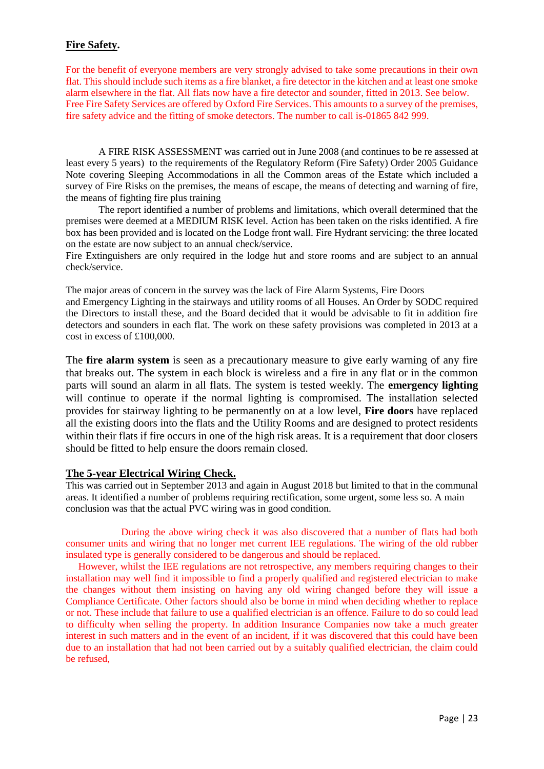## **Fire Safety.**

For the benefit of everyone members are very strongly advised to take some precautions in their own flat. This should include such items as a fire blanket, a fire detector in the kitchen and at least one smoke alarm elsewhere in the flat. All flats now have a fire detector and sounder, fitted in 2013. See below. Free Fire Safety Services are offered by Oxford Fire Services. This amounts to a survey of the premises, fire safety advice and the fitting of smoke detectors. The number to call is-01865 842 999.

A FIRE RISK ASSESSMENT was carried out in June 2008 (and continues to be re assessed at least every 5 years) to the requirements of the Regulatory Reform (Fire Safety) Order 2005 Guidance Note covering Sleeping Accommodations in all the Common areas of the Estate which included a survey of Fire Risks on the premises, the means of escape, the means of detecting and warning of fire, the means of fighting fire plus training

The report identified a number of problems and limitations, which overall determined that the premises were deemed at a MEDIUM RISK level. Action has been taken on the risks identified. A fire box has been provided and is located on the Lodge front wall. Fire Hydrant servicing: the three located on the estate are now subject to an annual check/service.

Fire Extinguishers are only required in the lodge hut and store rooms and are subject to an annual check/service.

The major areas of concern in the survey was the lack of Fire Alarm Systems, Fire Doors and Emergency Lighting in the stairways and utility rooms of all Houses. An Order by SODC required the Directors to install these, and the Board decided that it would be advisable to fit in addition fire detectors and sounders in each flat. The work on these safety provisions was completed in 2013 at a cost in excess of £100,000.

The **fire alarm system** is seen as a precautionary measure to give early warning of any fire that breaks out. The system in each block is wireless and a fire in any flat or in the common parts will sound an alarm in all flats. The system is tested weekly. The **emergency lighting** will continue to operate if the normal lighting is compromised. The installation selected provides for stairway lighting to be permanently on at a low level, **Fire doors** have replaced all the existing doors into the flats and the Utility Rooms and are designed to protect residents within their flats if fire occurs in one of the high risk areas. It is a requirement that door closers should be fitted to help ensure the doors remain closed.

## **The 5-year Electrical Wiring Check.**

This was carried out in September 2013 and again in August 2018 but limited to that in the communal areas. It identified a number of problems requiring rectification, some urgent, some less so. A main conclusion was that the actual PVC wiring was in good condition.

During the above wiring check it was also discovered that a number of flats had both consumer units and wiring that no longer met current IEE regulations. The wiring of the old rubber insulated type is generally considered to be dangerous and should be replaced.

However, whilst the IEE regulations are not retrospective, any members requiring changes to their installation may well find it impossible to find a properly qualified and registered electrician to make the changes without them insisting on having any old wiring changed before they will issue a Compliance Certificate. Other factors should also be borne in mind when deciding whether to replace or not. These include that failure to use a qualified electrician is an offence. Failure to do so could lead to difficulty when selling the property. In addition Insurance Companies now take a much greater interest in such matters and in the event of an incident, if it was discovered that this could have been due to an installation that had not been carried out by a suitably qualified electrician, the claim could be refused,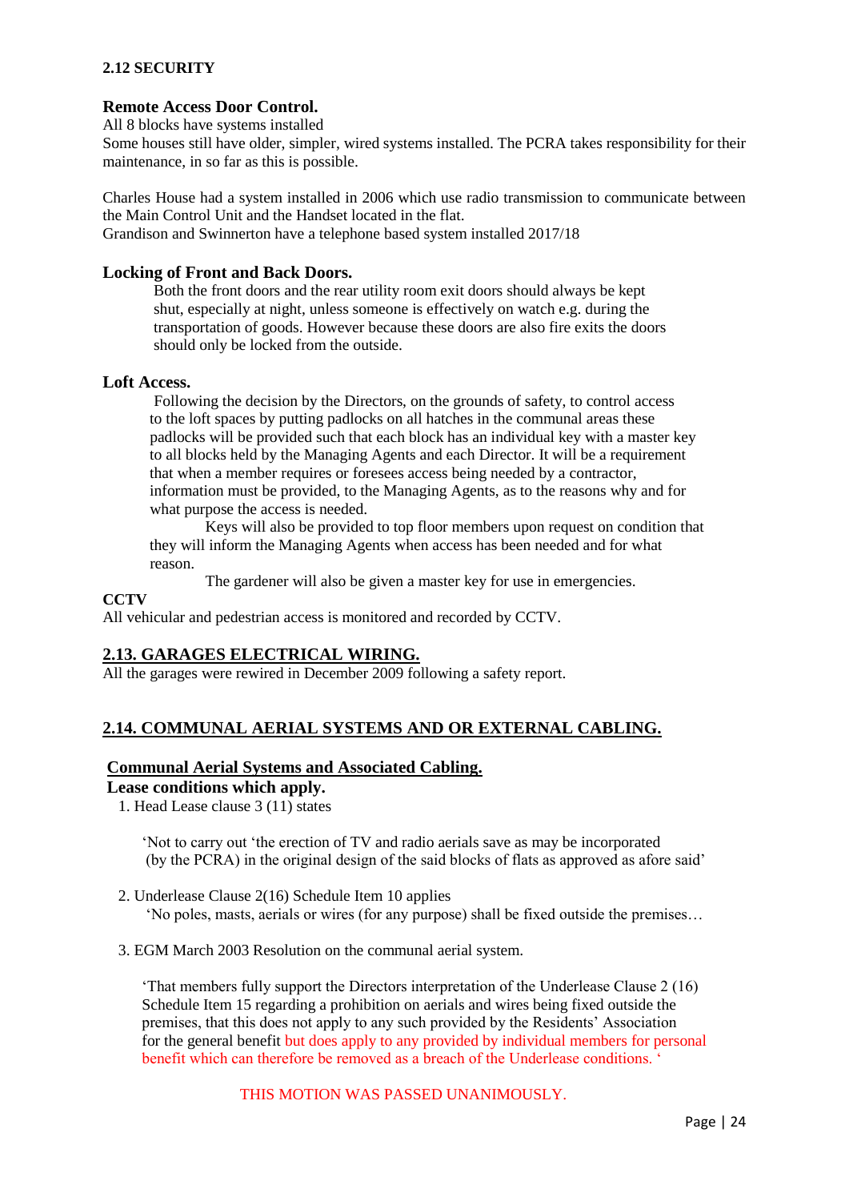**2.12 SECURITY**

**Remote Access Door Control.**

All 8 blocks have systems installed

Some houses still have older, simpler, wired systems installed. The PCRA takes responsibility for their maintenance, in so far as this is possible.

Charles House had a system installed in 2006 which use radio transmission to communicate between the Main Control Unit and the Handset located in the flat.

Grandison and Swinnerton have a telephone based system installed 2017/18

**Locking of Front and Back Doors.**

Both the front doors and the rear utility room exit doors should always be kept shut, especially at night, unless someone is effectively on watch e.g. during the transportation of goods. However because these doors are also fire exits the doors should only be locked from the outside.

**Loft Access.**

Following the decision by the Directors, on the grounds of safety, to control access to the loft spaces by putting padlocks on all hatches in the communal areas these padlocks will be provided such that each block has an individual key with a master key to all blocks held by the Managing Agents and each Director. It will be a requirement that when a member requires or foresees access being needed by a contractor, information must be provided, to the Managing Agents, as to the reasons why and for what purpose the access is needed.

Keys will also be provided to top floor members upon request on condition that they will inform the Managing Agents when access has been needed and for what reason.

The gardener will also be given a master key for use in emergencies.

**CCTV**

All vehicular and pedestrian access is monitored and recorded by CCTV.

## 2.13. GARAGES ELECTRICAL WIRING.

All the garages were rewired in December 2009 following a safety report.

## 2.14. COMMUNAL AERIAL SYSTEMS AND OR EXTERNAL CABLING.

### Communal Aerial Systems and Associated Cabling.

**Lease conditions which apply.**

1. Head Lease clause 3 (11) states

   'Not to carry out 'the erection of TV and radio aerials save as may be incorporated (by the PCRA) in the original design of the said blocks of flats as approved as afore said'

2. Underlease Clause 2(16) Schedule Item 10 applies

   'No poles, masts, aerials or wires (for any purpose) shall be fixed outside the premises…

3. EGM March 2003 Resolution on the communal aerial system.

   'That members fully support the Directors interpretation of the Underlease Clause 2 (16) Schedule Item 15 regarding a prohibition on aerials and wires being fixed outside the premises, that this does not apply to any such provided by the Residents' Association for the general benefit but does apply to any provided by individual members for personal benefit which can therefore be removed as a breach of the Underlease conditions. '

   THIS MOTION WAS PASSED UNANIMOUSLY.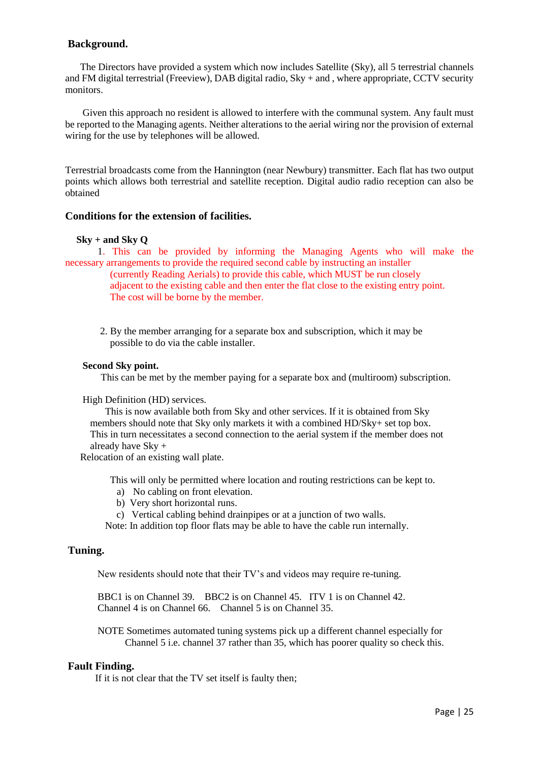## Background.

The Directors have provided a system which now includes Satellite (Sky), all 5 terrestrial channels and FM digital terrestrial (Freeview), DAB digital radio, Sky + and , where appropriate, CCTV security monitors.

Given this approach no resident is allowed to interfere with the communal system. Any fault must be reported to the Managing agents. Neither alterations to the aerial wiring nor the provision of external wiring for the use by telephones will be allowed.

Terrestrial broadcasts come from the Hannington (near Newbury) transmitter. Each flat has two output points which allows both terrestrial and satellite reception. Digital audio radio reception can also be obtained

## Conditions for the extension of facilities.

**Sky + and Sky Q**

1. This can be provided by informing the Managing Agents who will make the necessary arrangements to provide the required second cable by instructing an installer (currently Reading Aerials) to provide this cable, which MUST be run closely adjacent to the existing cable and then enter the flat close to the existing entry point. The cost will be borne by the member.

2. By the member arranging for a separate box and subscription, which it may be possible to do via the cable installer.

**Second Sky point.**

This can be met by the member paying for a separate box and (multiroom) subscription.

High Definition (HD) services.

This is now available both from Sky and other services. If it is obtained from Sky members should note that Sky only markets it with a combined HD/Sky+ set top box. This in turn necessitates a second connection to the aerial system if the member does not already have Sky +

Relocation of an existing wall plate.

This will only be permitted where location and routing restrictions can be kept to.

a) No cabling on front elevation.
b) Very short horizontal runs.
c) Vertical cabling behind drainpipes or at a junction of two walls.

Note: In addition top floor flats may be able to have the cable run internally.

## Tuning.

New residents should note that their TV's and videos may require re-tuning.

BBC1 is on Channel 39. BBC2 is on Channel 45. ITV 1 is on Channel 42. Channel 4 is on Channel 66. Channel 5 is on Channel 35.

NOTE Sometimes automated tuning systems pick up a different channel especially for Channel 5 i.e. channel 37 rather than 35, which has poorer quality so check this.

## Fault Finding.

If it is not clear that the TV set itself is faulty then;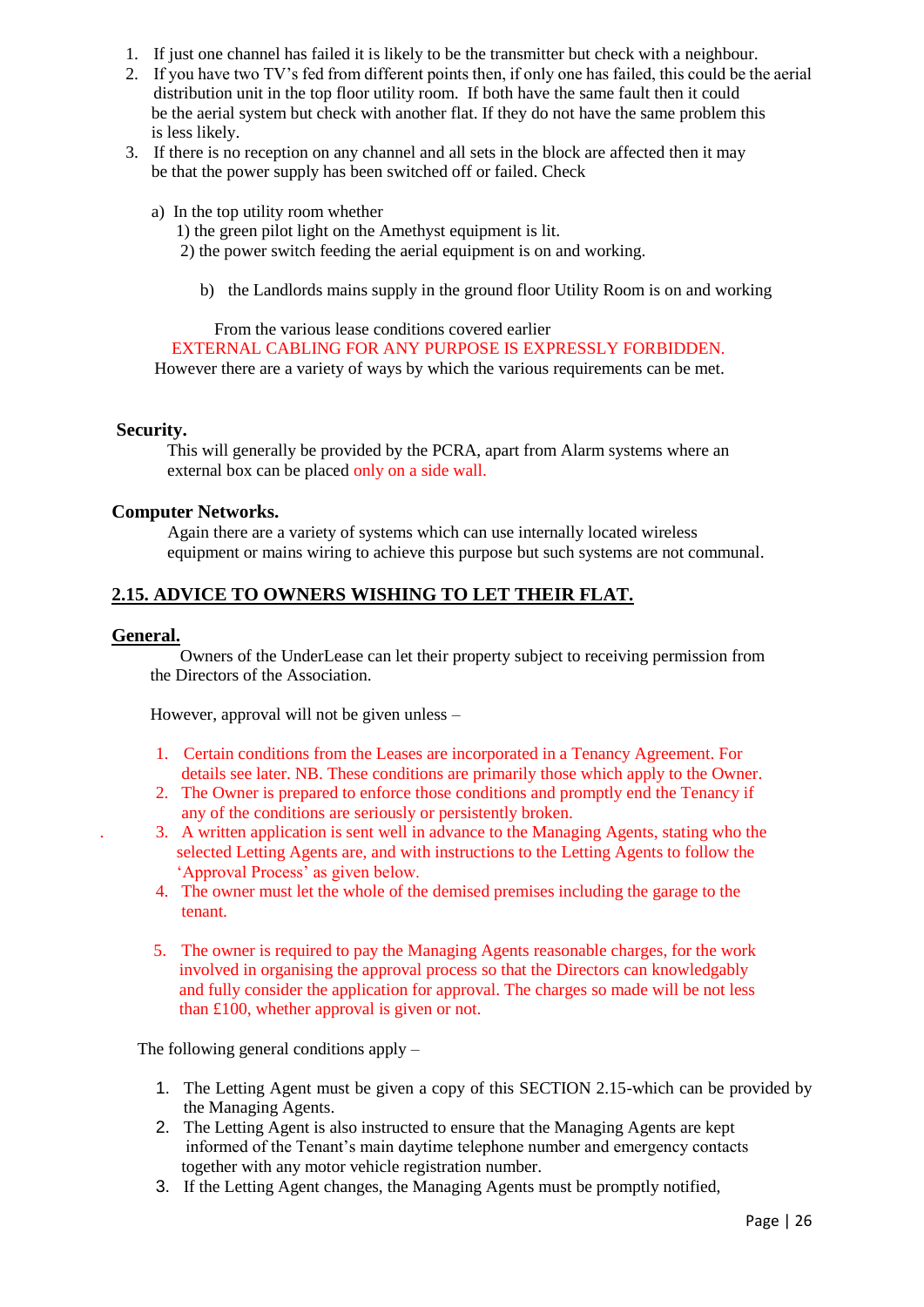1. If just one channel has failed it is likely to be the transmitter but check with a neighbour.
2. If you have two TV's fed from different points then, if only one has failed, this could be the aerial distribution unit in the top floor utility room. If both have the same fault then it could be the aerial system but check with another flat. If they do not have the same problem this is less likely.
3. If there is no reception on any channel and all sets in the block are affected then it may be that the power supply has been switched off or failed. Check

   a) In the top utility room whether
      1) the green pilot light on the Amethyst equipment is lit.
      2) the power switch feeding the aerial equipment is on and working.

   b) the Landlords mains supply in the ground floor Utility Room is on and working

From the various lease conditions covered earlier

EXTERNAL CABLING FOR ANY PURPOSE IS EXPRESSLY FORBIDDEN.

However there are a variety of ways by which the various requirements can be met.

**Security.**

This will generally be provided by the PCRA, apart from Alarm systems where an external box can be placed only on a side wall.

**Computer Networks.**

Again there are a variety of systems which can use internally located wireless equipment or mains wiring to achieve this purpose but such systems are not communal.

## 2.15. ADVICE TO OWNERS WISHING TO LET THEIR FLAT.

### General.

Owners of the UnderLease can let their property subject to receiving permission from the Directors of the Association.

However, approval will not be given unless –

1. Certain conditions from the Leases are incorporated in a Tenancy Agreement. For details see later. NB. These conditions are primarily those which apply to the Owner.
2. The Owner is prepared to enforce those conditions and promptly end the Tenancy if any of the conditions are seriously or persistently broken.
3. A written application is sent well in advance to the Managing Agents, stating who the selected Letting Agents are, and with instructions to the Letting Agents to follow the 'Approval Process' as given below.
4. The owner must let the whole of the demised premises including the garage to the tenant.
5. The owner is required to pay the Managing Agents reasonable charges, for the work involved in organising the approval process so that the Directors can knowledgably and fully consider the application for approval. The charges so made will be not less than £100, whether approval is given or not.

The following general conditions apply –

1. The Letting Agent must be given a copy of this SECTION 2.15-which can be provided by the Managing Agents.
2. The Letting Agent is also instructed to ensure that the Managing Agents are kept informed of the Tenant's main daytime telephone number and emergency contacts together with any motor vehicle registration number.
3. If the Letting Agent changes, the Managing Agents must be promptly notified,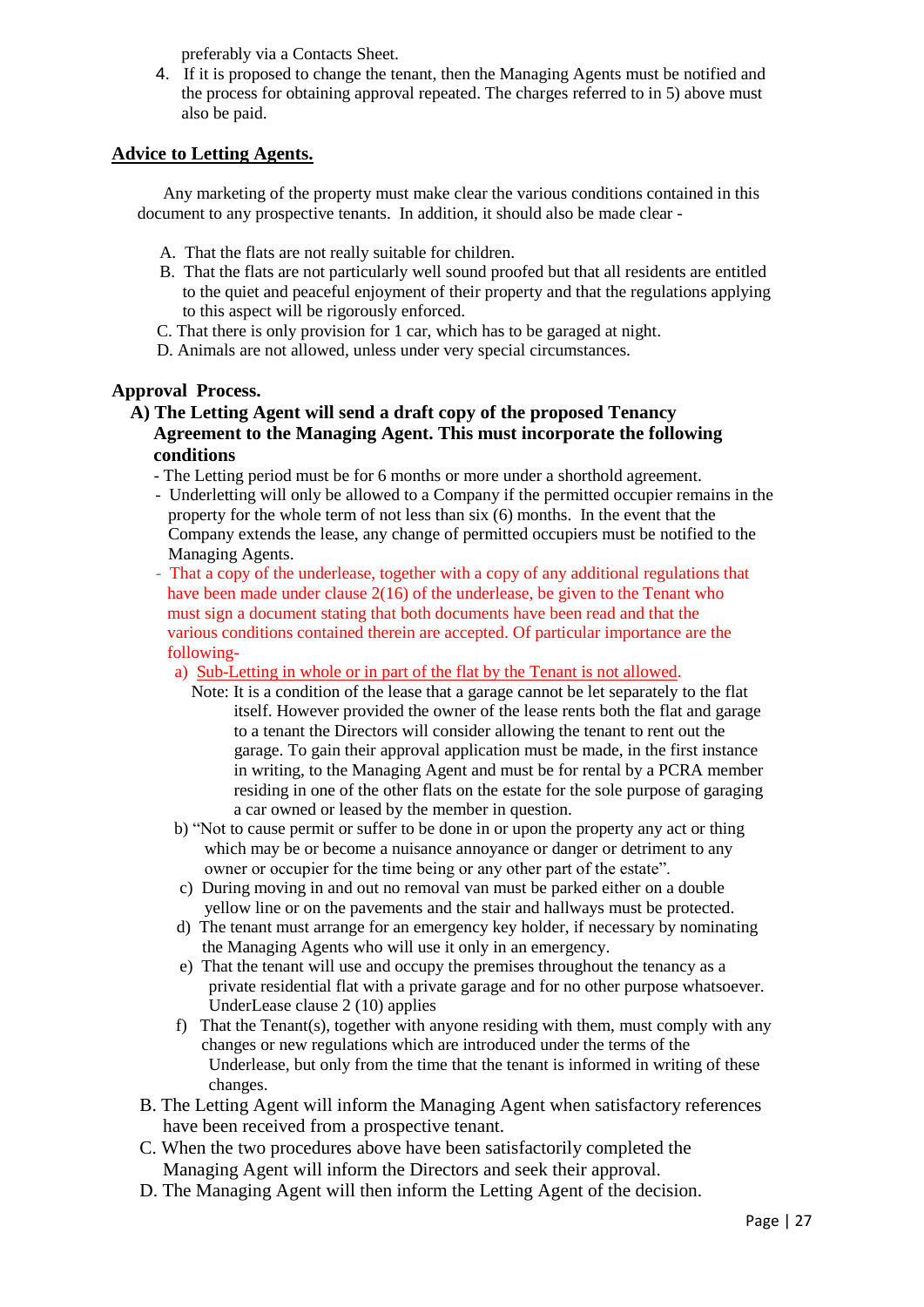preferably via a Contacts Sheet.

4. If it is proposed to change the tenant, then the Managing Agents must be notified and the process for obtaining approval repeated. The charges referred to in 5) above must also be paid.

## <u>Advice to Letting Agents.</u>

Any marketing of the property must make clear the various conditions contained in this document to any prospective tenants. In addition, it should also be made clear -

A. That the flats are not really suitable for children.
B. That the flats are not particularly well sound proofed but that all residents are entitled to the quiet and peaceful enjoyment of their property and that the regulations applying to this aspect will be rigorously enforced.
C. That there is only provision for 1 car, which has to be garaged at night.
D. Animals are not allowed, unless under very special circumstances.

## Approval Process.

**A) The Letting Agent will send a draft copy of the proposed Tenancy Agreement to the Managing Agent. This must incorporate the following conditions**

- The Letting period must be for 6 months or more under a shorthold agreement.
- Underletting will only be allowed to a Company if the permitted occupier remains in the property for the whole term of not less than six (6) months. In the event that the Company extends the lease, any change of permitted occupiers must be notified to the Managing Agents.
- That a copy of the underlease, together with a copy of any additional regulations that have been made under clause 2(16) of the underlease, be given to the Tenant who must sign a document stating that both documents have been read and that the various conditions contained therein are accepted. Of particular importance are the following-

  a) <u>Sub-Letting in whole or in part of the flat by the Tenant is not allowed</u>.

  Note: It is a condition of the lease that a garage cannot be let separately to the flat itself. However provided the owner of the lease rents both the flat and garage to a tenant the Directors will consider allowing the tenant to rent out the garage. To gain their approval application must be made, in the first instance in writing, to the Managing Agent and must be for rental by a PCRA member residing in one of the other flats on the estate for the sole purpose of garaging a car owned or leased by the member in question.

  b) "Not to cause permit or suffer to be done in or upon the property any act or thing which may be or become a nuisance annoyance or danger or detriment to any owner or occupier for the time being or any other part of the estate".

  c) During moving in and out no removal van must be parked either on a double yellow line or on the pavements and the stair and hallways must be protected.

  d) The tenant must arrange for an emergency key holder, if necessary by nominating the Managing Agents who will use it only in an emergency.

  e) That the tenant will use and occupy the premises throughout the tenancy as a private residential flat with a private garage and for no other purpose whatsoever. UnderLease clause 2 (10) applies

  f) That the Tenant(s), together with anyone residing with them, must comply with any changes or new regulations which are introduced under the terms of the Underlease, but only from the time that the tenant is informed in writing of these changes.

B. The Letting Agent will inform the Managing Agent when satisfactory references have been received from a prospective tenant.

C. When the two procedures above have been satisfactorily completed the Managing Agent will inform the Directors and seek their approval.

D. The Managing Agent will then inform the Letting Agent of the decision.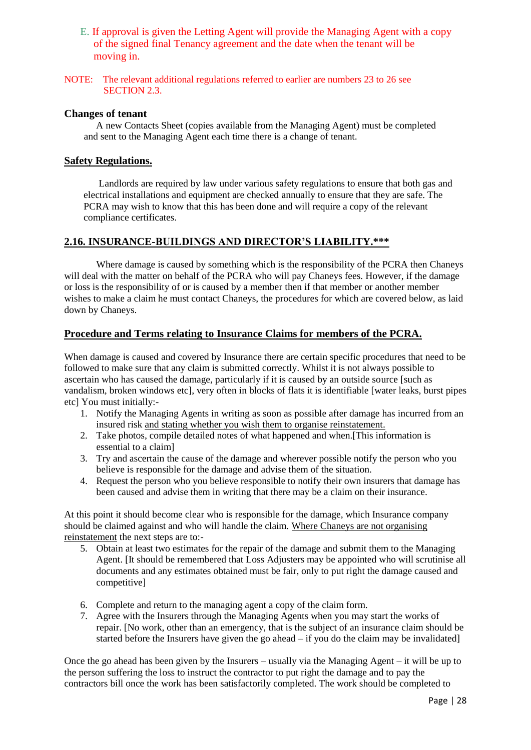E. If approval is given the Letting Agent will provide the Managing Agent with a copy of the signed final Tenancy agreement and the date when the tenant will be moving in.

NOTE: The relevant additional regulations referred to earlier are numbers 23 to 26 see SECTION 2.3.

**Changes of tenant**

A new Contacts Sheet (copies available from the Managing Agent) must be completed and sent to the Managing Agent each time there is a change of tenant.

**Safety Regulations.**

Landlords are required by law under various safety regulations to ensure that both gas and electrical installations and equipment are checked annually to ensure that they are safe. The PCRA may wish to know that this has been done and will require a copy of the relevant compliance certificates.

## 2.16. INSURANCE-BUILDINGS AND DIRECTOR'S LIABILITY.***

Where damage is caused by something which is the responsibility of the PCRA then Chaneys will deal with the matter on behalf of the PCRA who will pay Chaneys fees. However, if the damage or loss is the responsibility of or is caused by a member then if that member or another member wishes to make a claim he must contact Chaneys, the procedures for which are covered below, as laid down by Chaneys.

**Procedure and Terms relating to Insurance Claims for members of the PCRA.**

When damage is caused and covered by Insurance there are certain specific procedures that need to be followed to make sure that any claim is submitted correctly. Whilst it is not always possible to ascertain who has caused the damage, particularly if it is caused by an outside source [such as vandalism, broken windows etc], very often in blocks of flats it is identifiable [water leaks, burst pipes etc] You must initially:-

1. Notify the Managing Agents in writing as soon as possible after damage has incurred from an insured risk and stating whether you wish them to organise reinstatement.
2. Take photos, compile detailed notes of what happened and when.[This information is essential to a claim]
3. Try and ascertain the cause of the damage and wherever possible notify the person who you believe is responsible for the damage and advise them of the situation.
4. Request the person who you believe responsible to notify their own insurers that damage has been caused and advise them in writing that there may be a claim on their insurance.

At this point it should become clear who is responsible for the damage, which Insurance company should be claimed against and who will handle the claim. Where Chaneys are not organising reinstatement the next steps are to:-

5. Obtain at least two estimates for the repair of the damage and submit them to the Managing Agent. [It should be remembered that Loss Adjusters may be appointed who will scrutinise all documents and any estimates obtained must be fair, only to put right the damage caused and competitive]
6. Complete and return to the managing agent a copy of the claim form.
7. Agree with the Insurers through the Managing Agents when you may start the works of repair. [No work, other than an emergency, that is the subject of an insurance claim should be started before the Insurers have given the go ahead – if you do the claim may be invalidated]

Once the go ahead has been given by the Insurers – usually via the Managing Agent – it will be up to the person suffering the loss to instruct the contractor to put right the damage and to pay the contractors bill once the work has been satisfactorily completed. The work should be completed to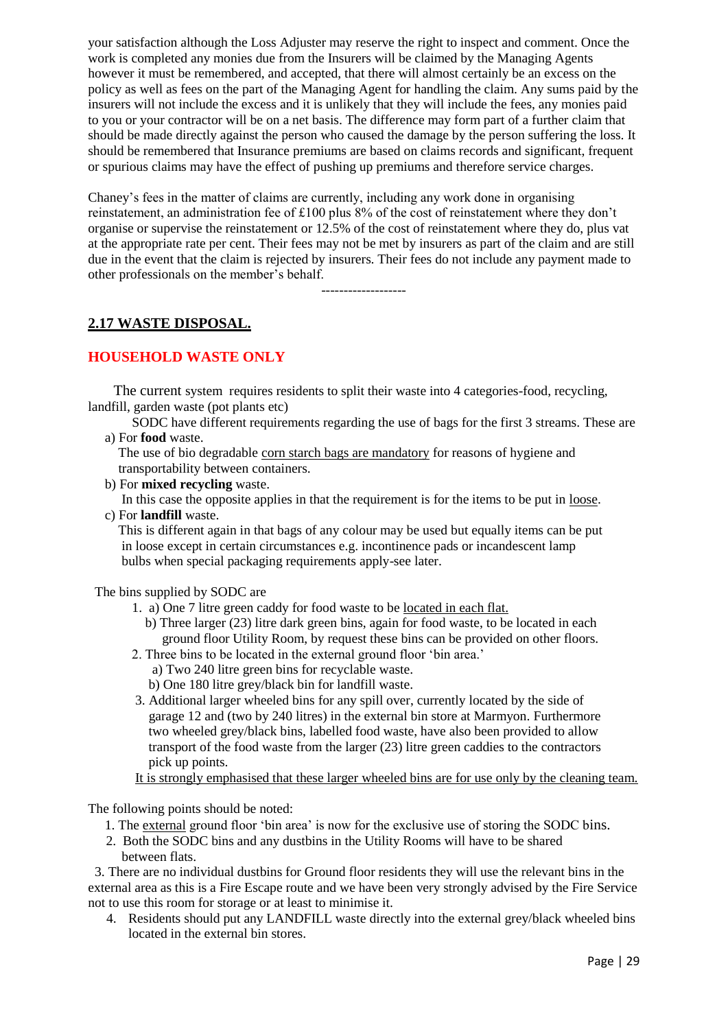your satisfaction although the Loss Adjuster may reserve the right to inspect and comment. Once the work is completed any monies due from the Insurers will be claimed by the Managing Agents however it must be remembered, and accepted, that there will almost certainly be an excess on the policy as well as fees on the part of the Managing Agent for handling the claim. Any sums paid by the insurers will not include the excess and it is unlikely that they will include the fees, any monies paid to you or your contractor will be on a net basis. The difference may form part of a further claim that should be made directly against the person who caused the damage by the person suffering the loss. It should be remembered that Insurance premiums are based on claims records and significant, frequent or spurious claims may have the effect of pushing up premiums and therefore service charges.

Chaney's fees in the matter of claims are currently, including any work done in organising reinstatement, an administration fee of £100 plus 8% of the cost of reinstatement where they don't organise or supervise the reinstatement or 12.5% of the cost of reinstatement where they do, plus vat at the appropriate rate per cent. Their fees may not be met by insurers as part of the claim and are still due in the event that the claim is rejected by insurers. Their fees do not include any payment made to other professionals on the member's behalf.

-------------------

## 2.17 WASTE DISPOSAL.

### HOUSEHOLD WASTE ONLY

The current system requires residents to split their waste into 4 categories-food, recycling, landfill, garden waste (pot plants etc)

SODC have different requirements regarding the use of bags for the first 3 streams. These are

a) For **food** waste.
The use of bio degradable corn starch bags are mandatory for reasons of hygiene and transportability between containers.

b) For **mixed recycling** waste.
In this case the opposite applies in that the requirement is for the items to be put in loose.

c) For **landfill** waste.
This is different again in that bags of any colour may be used but equally items can be put in loose except in certain circumstances e.g. incontinence pads or incandescent lamp bulbs when special packaging requirements apply-see later.

The bins supplied by SODC are

1. a) One 7 litre green caddy for food waste to be located in each flat.
   b) Three larger (23) litre dark green bins, again for food waste, to be located in each ground floor Utility Room, by request these bins can be provided on other floors.
2. Three bins to be located in the external ground floor 'bin area.'
   a) Two 240 litre green bins for recyclable waste.
   b) One 180 litre grey/black bin for landfill waste.
3. Additional larger wheeled bins for any spill over, currently located by the side of garage 12 and (two by 240 litres) in the external bin store at Marmyon. Furthermore two wheeled grey/black bins, labelled food waste, have also been provided to allow transport of the food waste from the larger (23) litre green caddies to the contractors pick up points.

It is strongly emphasised that these larger wheeled bins are for use only by the cleaning team.

The following points should be noted:

1. The external ground floor 'bin area' is now for the exclusive use of storing the SODC bins.
2. Both the SODC bins and any dustbins in the Utility Rooms will have to be shared between flats.
3. There are no individual dustbins for Ground floor residents they will use the relevant bins in the external area as this is a Fire Escape route and we have been very strongly advised by the Fire Service not to use this room for storage or at least to minimise it.
4. Residents should put any LANDFILL waste directly into the external grey/black wheeled bins located in the external bin stores.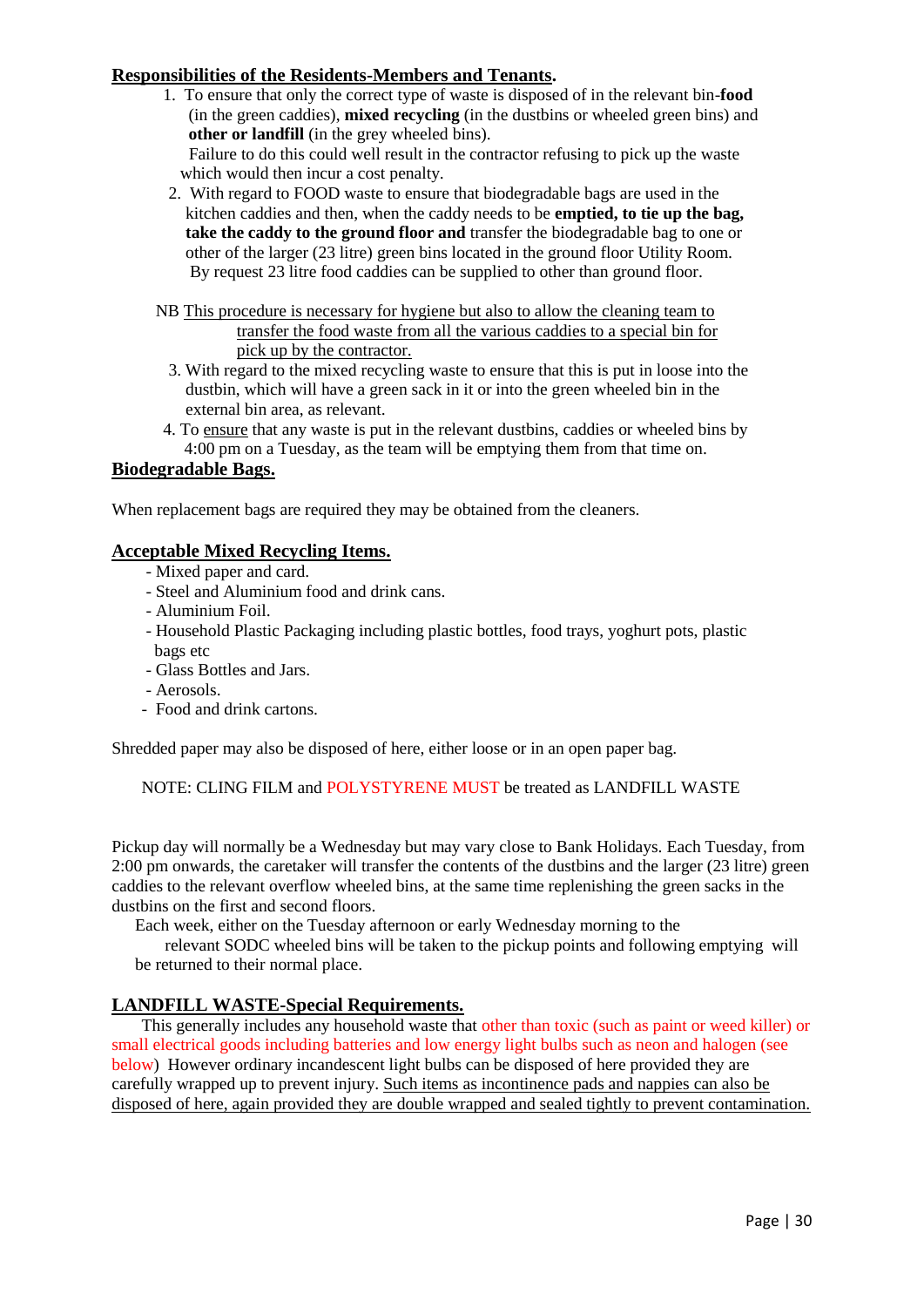## Responsibilities of the Residents-Members and Tenants.

1. To ensure that only the correct type of waste is disposed of in the relevant bin-**food** (in the green caddies), **mixed recycling** (in the dustbins or wheeled green bins) and **other or landfill** (in the grey wheeled bins).
   Failure to do this could well result in the contractor refusing to pick up the waste which would then incur a cost penalty.
2. With regard to FOOD waste to ensure that biodegradable bags are used in the kitchen caddies and then, when the caddy needs to be **emptied, to tie up the bag, take the caddy to the ground floor and** transfer the biodegradable bag to one or other of the larger (23 litre) green bins located in the ground floor Utility Room. By request 23 litre food caddies can be supplied to other than ground floor.

NB This procedure is necessary for hygiene but also to allow the cleaning team to transfer the food waste from all the various caddies to a special bin for pick up by the contractor.

3. With regard to the mixed recycling waste to ensure that this is put in loose into the dustbin, which will have a green sack in it or into the green wheeled bin in the external bin area, as relevant.
4. To ensure that any waste is put in the relevant dustbins, caddies or wheeled bins by 4:00 pm on a Tuesday, as the team will be emptying them from that time on.

## Biodegradable Bags.

When replacement bags are required they may be obtained from the cleaners.

## Acceptable Mixed Recycling Items.

- Mixed paper and card.
- Steel and Aluminium food and drink cans.
- Aluminium Foil.
- Household Plastic Packaging including plastic bottles, food trays, yoghurt pots, plastic bags etc
- Glass Bottles and Jars.
- Aerosols.
- Food and drink cartons.

Shredded paper may also be disposed of here, either loose or in an open paper bag.

NOTE: CLING FILM and POLYSTYRENE MUST be treated as LANDFILL WASTE

Pickup day will normally be a Wednesday but may vary close to Bank Holidays. Each Tuesday, from 2:00 pm onwards, the caretaker will transfer the contents of the dustbins and the larger (23 litre) green caddies to the relevant overflow wheeled bins, at the same time replenishing the green sacks in the dustbins on the first and second floors.

Each week, either on the Tuesday afternoon or early Wednesday morning to the relevant SODC wheeled bins will be taken to the pickup points and following emptying will be returned to their normal place.

## LANDFILL WASTE-Special Requirements.

This generally includes any household waste that other than toxic (such as paint or weed killer) or small electrical goods including batteries and low energy light bulbs such as neon and halogen (see below) However ordinary incandescent light bulbs can be disposed of here provided they are carefully wrapped up to prevent injury. Such items as incontinence pads and nappies can also be disposed of here, again provided they are double wrapped and sealed tightly to prevent contamination.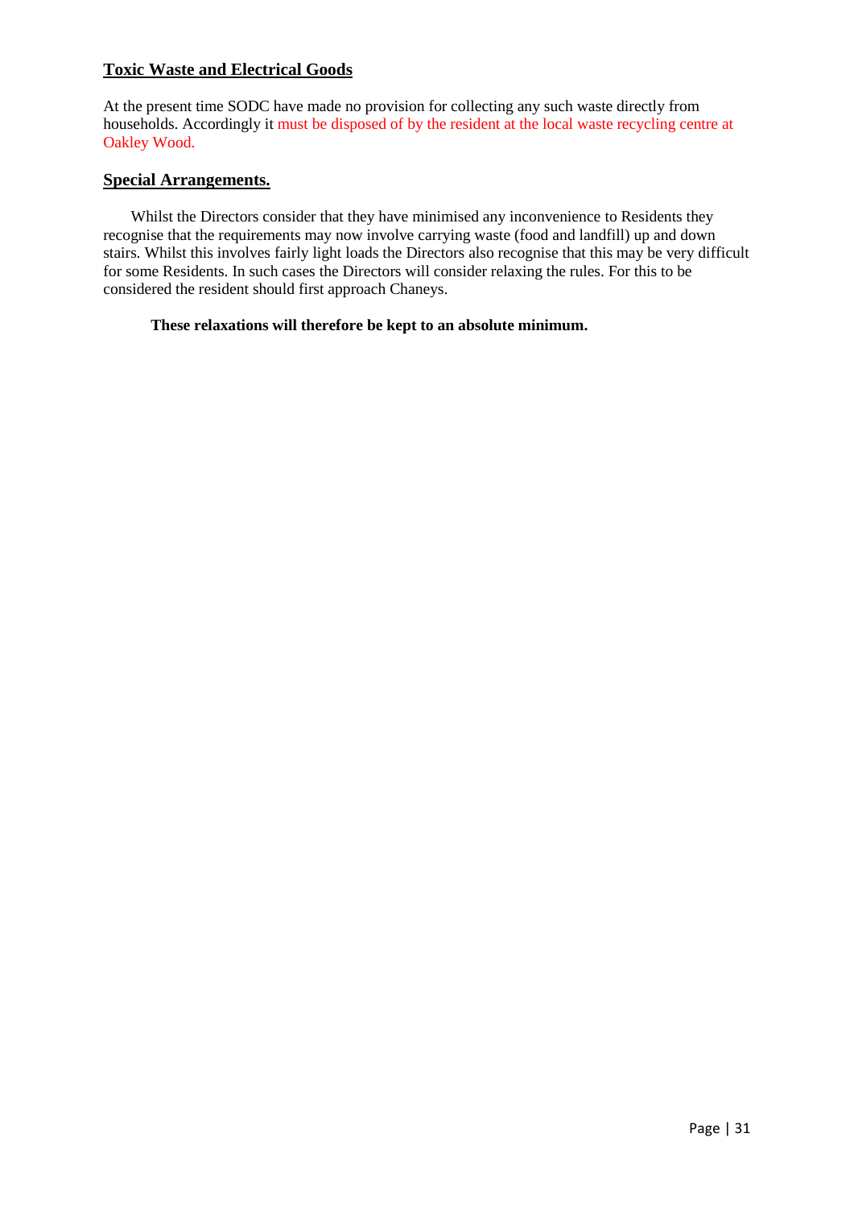## Toxic Waste and Electrical Goods

At the present time SODC have made no provision for collecting any such waste directly from households. Accordingly it must be disposed of by the resident at the local waste recycling centre at Oakley Wood.

## Special Arrangements.

Whilst the Directors consider that they have minimised any inconvenience to Residents they recognise that the requirements may now involve carrying waste (food and landfill) up and down stairs. Whilst this involves fairly light loads the Directors also recognise that this may be very difficult for some Residents. In such cases the Directors will consider relaxing the rules. For this to be considered the resident should first approach Chaneys.

**These relaxations will therefore be kept to an absolute minimum.**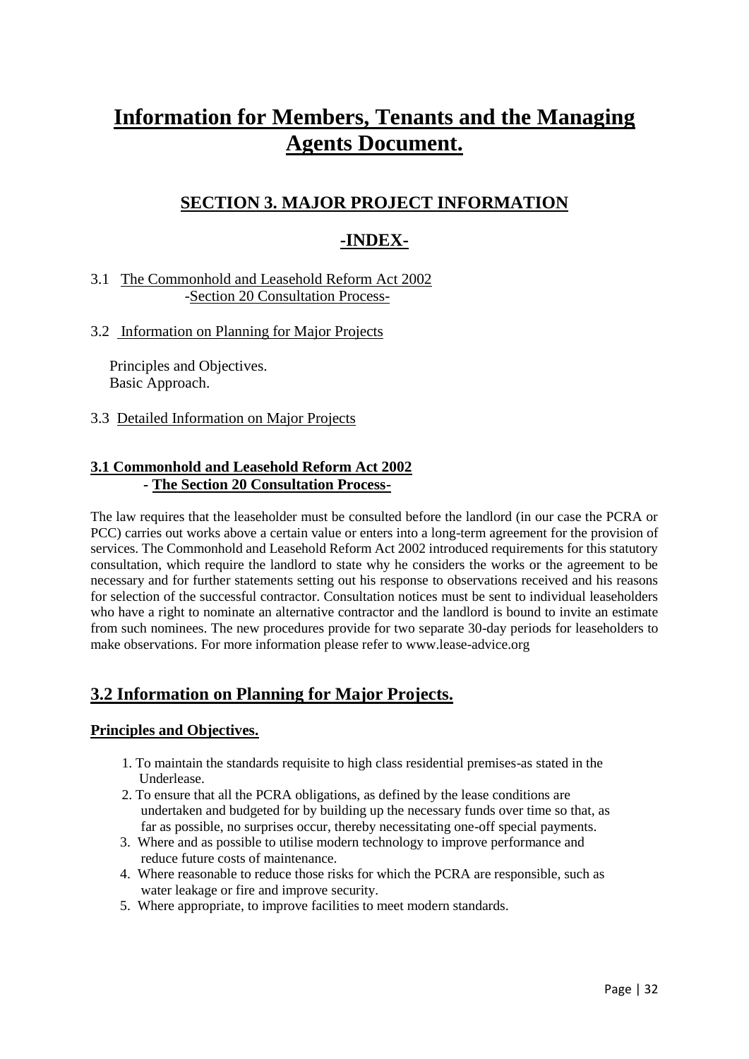# Information for Members, Tenants and the Managing Agents Document.

## SECTION 3. MAJOR PROJECT INFORMATION

## -INDEX-

3.1 The Commonhold and Leasehold Reform Act 2002
-Section 20 Consultation Process-

3.2 Information on Planning for Major Projects

Principles and Objectives.
Basic Approach.

3.3 Detailed Information on Major Projects

### 3.1 Commonhold and Leasehold Reform Act 2002 - The Section 20 Consultation Process-

The law requires that the leaseholder must be consulted before the landlord (in our case the PCRA or PCC) carries out works above a certain value or enters into a long-term agreement for the provision of services. The Commonhold and Leasehold Reform Act 2002 introduced requirements for this statutory consultation, which require the landlord to state why he considers the works or the agreement to be necessary and for further statements setting out his response to observations received and his reasons for selection of the successful contractor. Consultation notices must be sent to individual leaseholders who have a right to nominate an alternative contractor and the landlord is bound to invite an estimate from such nominees. The new procedures provide for two separate 30-day periods for leaseholders to make observations. For more information please refer to www.lease-advice.org

## 3.2 Information on Planning for Major Projects.

### Principles and Objectives.

1. To maintain the standards requisite to high class residential premises-as stated in the Underlease.
2. To ensure that all the PCRA obligations, as defined by the lease conditions are undertaken and budgeted for by building up the necessary funds over time so that, as far as possible, no surprises occur, thereby necessitating one-off special payments.
3. Where and as possible to utilise modern technology to improve performance and reduce future costs of maintenance.
4. Where reasonable to reduce those risks for which the PCRA are responsible, such as water leakage or fire and improve security.
5. Where appropriate, to improve facilities to meet modern standards.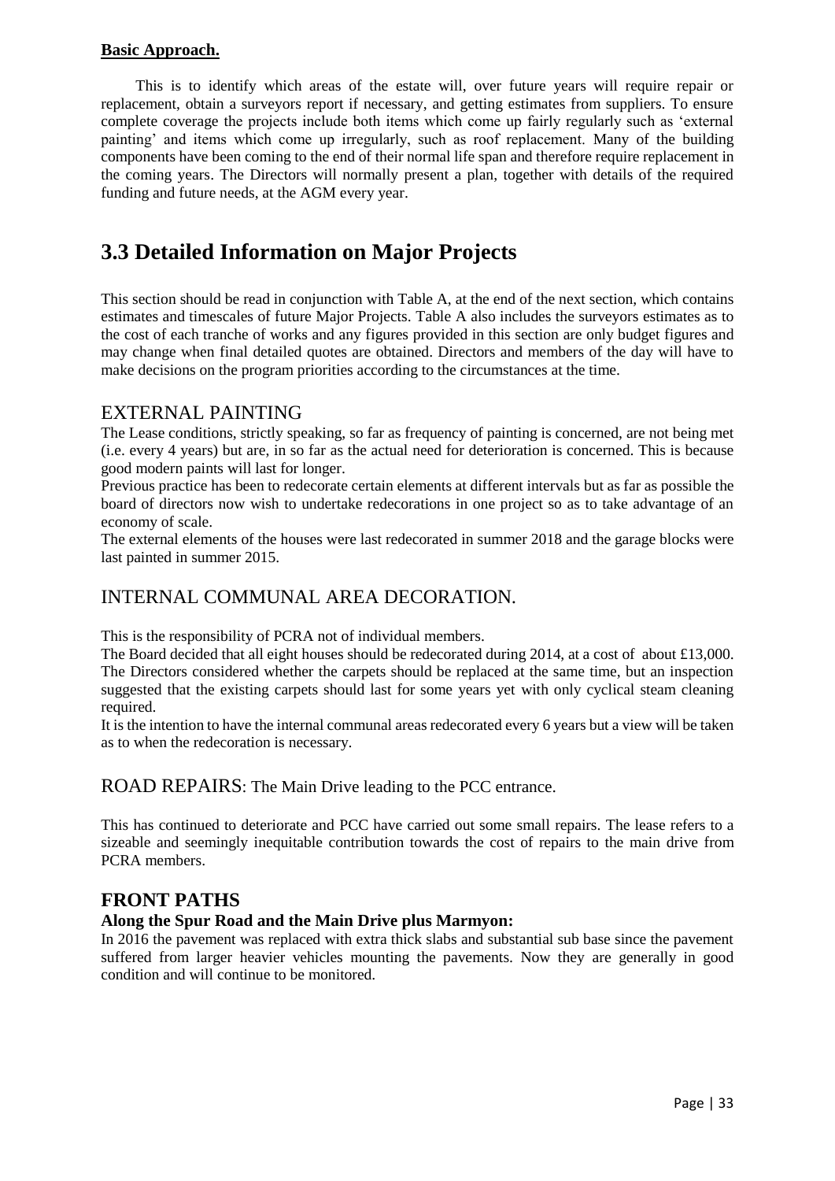**Basic Approach.**

This is to identify which areas of the estate will, over future years will require repair or replacement, obtain a surveyors report if necessary, and getting estimates from suppliers. To ensure complete coverage the projects include both items which come up fairly regularly such as 'external painting' and items which come up irregularly, such as roof replacement. Many of the building components have been coming to the end of their normal life span and therefore require replacement in the coming years. The Directors will normally present a plan, together with details of the required funding and future needs, at the AGM every year.

## 3.3 Detailed Information on Major Projects

This section should be read in conjunction with Table A, at the end of the next section, which contains estimates and timescales of future Major Projects. Table A also includes the surveyors estimates as to the cost of each tranche of works and any figures provided in this section are only budget figures and may change when final detailed quotes are obtained. Directors and members of the day will have to make decisions on the program priorities according to the circumstances at the time.

### EXTERNAL PAINTING

The Lease conditions, strictly speaking, so far as frequency of painting is concerned, are not being met (i.e. every 4 years) but are, in so far as the actual need for deterioration is concerned. This is because good modern paints will last for longer.

Previous practice has been to redecorate certain elements at different intervals but as far as possible the board of directors now wish to undertake redecorations in one project so as to take advantage of an economy of scale.

The external elements of the houses were last redecorated in summer 2018 and the garage blocks were last painted in summer 2015.

### INTERNAL COMMUNAL AREA DECORATION.

This is the responsibility of PCRA not of individual members.

The Board decided that all eight houses should be redecorated during 2014, at a cost of about £13,000. The Directors considered whether the carpets should be replaced at the same time, but an inspection suggested that the existing carpets should last for some years yet with only cyclical steam cleaning required.

It is the intention to have the internal communal areas redecorated every 6 years but a view will be taken as to when the redecoration is necessary.

### ROAD REPAIRS: The Main Drive leading to the PCC entrance.

This has continued to deteriorate and PCC have carried out some small repairs. The lease refers to a sizeable and seemingly inequitable contribution towards the cost of repairs to the main drive from PCRA members.

### FRONT PATHS

**Along the Spur Road and the Main Drive plus Marmyon:**

In 2016 the pavement was replaced with extra thick slabs and substantial sub base since the pavement suffered from larger heavier vehicles mounting the pavements. Now they are generally in good condition and will continue to be monitored.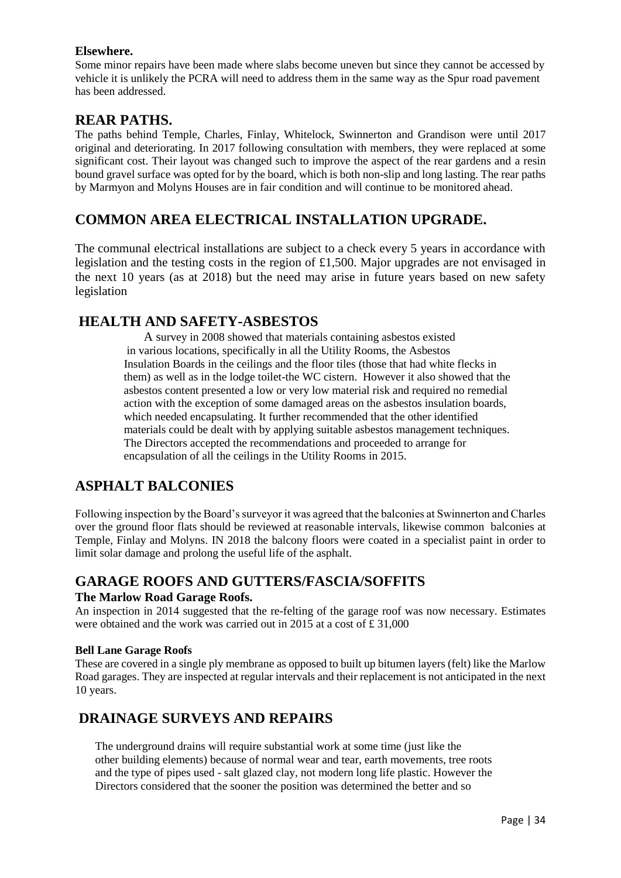**Elsewhere.**

Some minor repairs have been made where slabs become uneven but since they cannot be accessed by vehicle it is unlikely the PCRA will need to address them in the same way as the Spur road pavement has been addressed.

## REAR PATHS.

The paths behind Temple, Charles, Finlay, Whitelock, Swinnerton and Grandison were until 2017 original and deteriorating. In 2017 following consultation with members, they were replaced at some significant cost. Their layout was changed such to improve the aspect of the rear gardens and a resin bound gravel surface was opted for by the board, which is both non-slip and long lasting. The rear paths by Marmyon and Molyns Houses are in fair condition and will continue to be monitored ahead.

## COMMON AREA ELECTRICAL INSTALLATION UPGRADE.

The communal electrical installations are subject to a check every 5 years in accordance with legislation and the testing costs in the region of £1,500. Major upgrades are not envisaged in the next 10 years (as at 2018) but the need may arise in future years based on new safety legislation

## HEALTH AND SAFETY-ASBESTOS

A survey in 2008 showed that materials containing asbestos existed in various locations, specifically in all the Utility Rooms, the Asbestos Insulation Boards in the ceilings and the floor tiles (those that had white flecks in them) as well as in the lodge toilet-the WC cistern. However it also showed that the asbestos content presented a low or very low material risk and required no remedial action with the exception of some damaged areas on the asbestos insulation boards, which needed encapsulating. It further recommended that the other identified materials could be dealt with by applying suitable asbestos management techniques. The Directors accepted the recommendations and proceeded to arrange for encapsulation of all the ceilings in the Utility Rooms in 2015.

## ASPHALT BALCONIES

Following inspection by the Board's surveyor it was agreed that the balconies at Swinnerton and Charles over the ground floor flats should be reviewed at reasonable intervals, likewise common balconies at Temple, Finlay and Molyns. IN 2018 the balcony floors were coated in a specialist paint in order to limit solar damage and prolong the useful life of the asphalt.

## GARAGE ROOFS AND GUTTERS/FASCIA/SOFFITS

**The Marlow Road Garage Roofs.**

An inspection in 2014 suggested that the re-felting of the garage roof was now necessary. Estimates were obtained and the work was carried out in 2015 at a cost of £ 31,000

**Bell Lane Garage Roofs**

These are covered in a single ply membrane as opposed to built up bitumen layers (felt) like the Marlow Road garages. They are inspected at regular intervals and their replacement is not anticipated in the next 10 years.

## DRAINAGE SURVEYS AND REPAIRS

The underground drains will require substantial work at some time (just like the other building elements) because of normal wear and tear, earth movements, tree roots and the type of pipes used - salt glazed clay, not modern long life plastic. However the Directors considered that the sooner the position was determined the better and so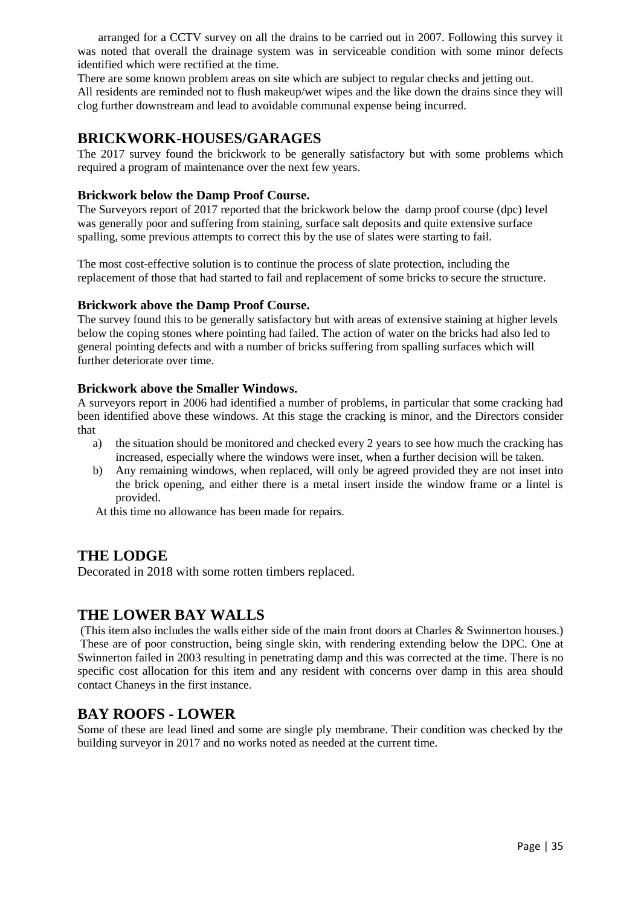arranged for a CCTV survey on all the drains to be carried out in 2007. Following this survey it was noted that overall the drainage system was in serviceable condition with some minor defects identified which were rectified at the time.

There are some known problem areas on site which are subject to regular checks and jetting out.

All residents are reminded not to flush makeup/wet wipes and the like down the drains since they will clog further downstream and lead to avoidable communal expense being incurred.

## BRICKWORK-HOUSES/GARAGES

The 2017 survey found the brickwork to be generally satisfactory but with some problems which required a program of maintenance over the next few years.

### Brickwork below the Damp Proof Course.

The Surveyors report of 2017 reported that the brickwork below the damp proof course (dpc) level was generally poor and suffering from staining, surface salt deposits and quite extensive surface spalling, some previous attempts to correct this by the use of slates were starting to fail.

The most cost-effective solution is to continue the process of slate protection, including the replacement of those that had started to fail and replacement of some bricks to secure the structure.

### Brickwork above the Damp Proof Course.

The survey found this to be generally satisfactory but with areas of extensive staining at higher levels below the coping stones where pointing had failed. The action of water on the bricks had also led to general pointing defects and with a number of bricks suffering from spalling surfaces which will further deteriorate over time.

### Brickwork above the Smaller Windows.

A surveyors report in 2006 had identified a number of problems, in particular that some cracking had been identified above these windows. At this stage the cracking is minor, and the Directors consider that

a) the situation should be monitored and checked every 2 years to see how much the cracking has increased, especially where the windows were inset, when a further decision will be taken.
b) Any remaining windows, when replaced, will only be agreed provided they are not inset into the brick opening, and either there is a metal insert inside the window frame or a lintel is provided.

At this time no allowance has been made for repairs.

## THE LODGE

Decorated in 2018 with some rotten timbers replaced.

## THE LOWER BAY WALLS

(This item also includes the walls either side of the main front doors at Charles & Swinnerton houses.) These are of poor construction, being single skin, with rendering extending below the DPC. One at Swinnerton failed in 2003 resulting in penetrating damp and this was corrected at the time. There is no specific cost allocation for this item and any resident with concerns over damp in this area should contact Chaneys in the first instance.

## BAY ROOFS - LOWER

Some of these are lead lined and some are single ply membrane. Their condition was checked by the building surveyor in 2017 and no works noted as needed at the current time.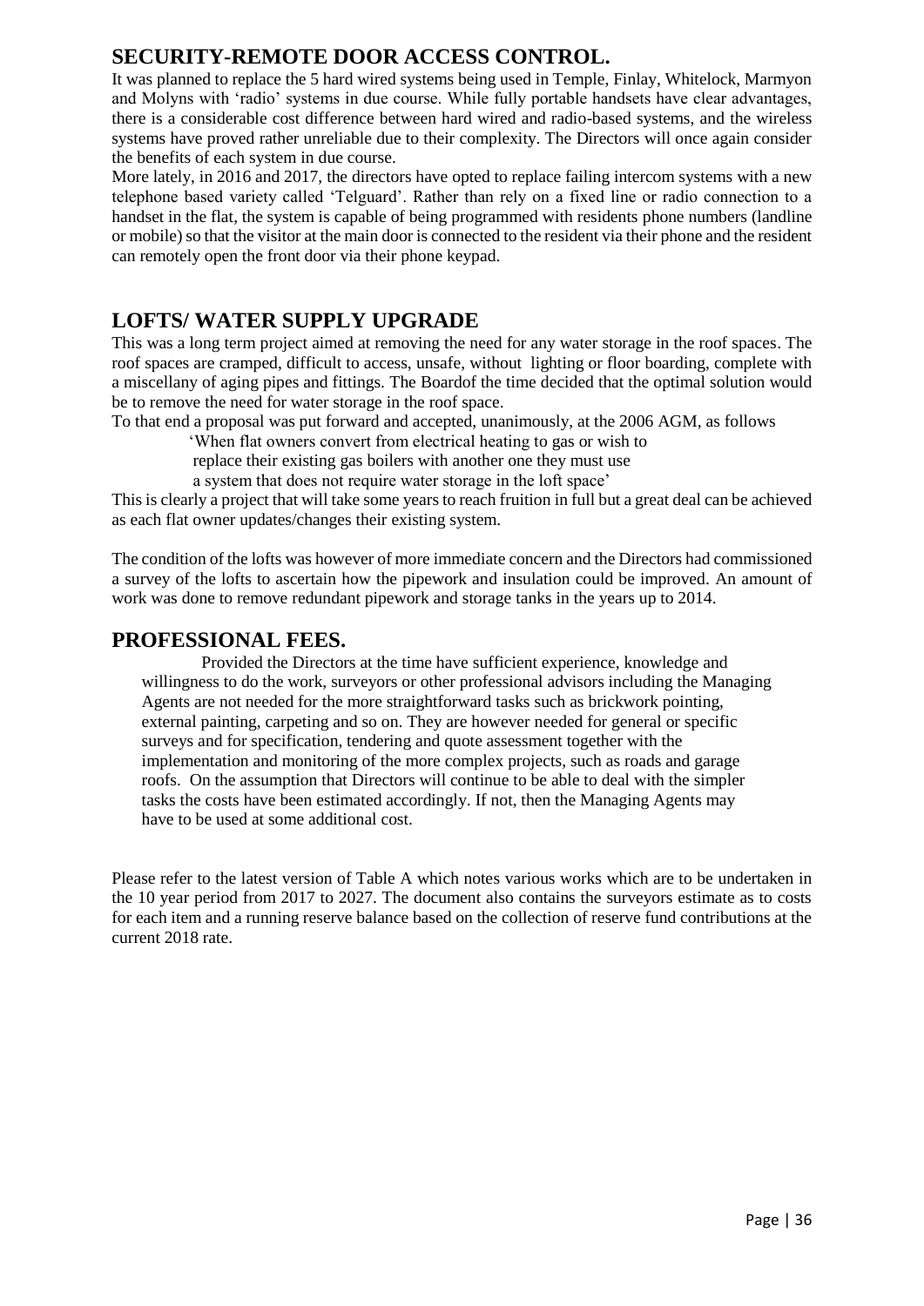## SECURITY-REMOTE DOOR ACCESS CONTROL.

It was planned to replace the 5 hard wired systems being used in Temple, Finlay, Whitelock, Marmyon and Molyns with 'radio' systems in due course. While fully portable handsets have clear advantages, there is a considerable cost difference between hard wired and radio-based systems, and the wireless systems have proved rather unreliable due to their complexity. The Directors will once again consider the benefits of each system in due course.

More lately, in 2016 and 2017, the directors have opted to replace failing intercom systems with a new telephone based variety called 'Telguard'. Rather than rely on a fixed line or radio connection to a handset in the flat, the system is capable of being programmed with residents phone numbers (landline or mobile) so that the visitor at the main door is connected to the resident via their phone and the resident can remotely open the front door via their phone keypad.

## LOFTS/ WATER SUPPLY UPGRADE

This was a long term project aimed at removing the need for any water storage in the roof spaces. The roof spaces are cramped, difficult to access, unsafe, without lighting or floor boarding, complete with a miscellany of aging pipes and fittings. The Boardof the time decided that the optimal solution would be to remove the need for water storage in the roof space.

To that end a proposal was put forward and accepted, unanimously, at the 2006 AGM, as follows

> 'When flat owners convert from electrical heating to gas or wish to
> replace their existing gas boilers with another one they must use
> a system that does not require water storage in the loft space'

This is clearly a project that will take some years to reach fruition in full but a great deal can be achieved as each flat owner updates/changes their existing system.

The condition of the lofts was however of more immediate concern and the Directors had commissioned a survey of the lofts to ascertain how the pipework and insulation could be improved. An amount of work was done to remove redundant pipework and storage tanks in the years up to 2014.

## PROFESSIONAL FEES.

Provided the Directors at the time have sufficient experience, knowledge and willingness to do the work, surveyors or other professional advisors including the Managing Agents are not needed for the more straightforward tasks such as brickwork pointing, external painting, carpeting and so on. They are however needed for general or specific surveys and for specification, tendering and quote assessment together with the implementation and monitoring of the more complex projects, such as roads and garage roofs. On the assumption that Directors will continue to be able to deal with the simpler tasks the costs have been estimated accordingly. If not, then the Managing Agents may have to be used at some additional cost.

Please refer to the latest version of Table A which notes various works which are to be undertaken in the 10 year period from 2017 to 2027. The document also contains the surveyors estimate as to costs for each item and a running reserve balance based on the collection of reserve fund contributions at the current 2018 rate.